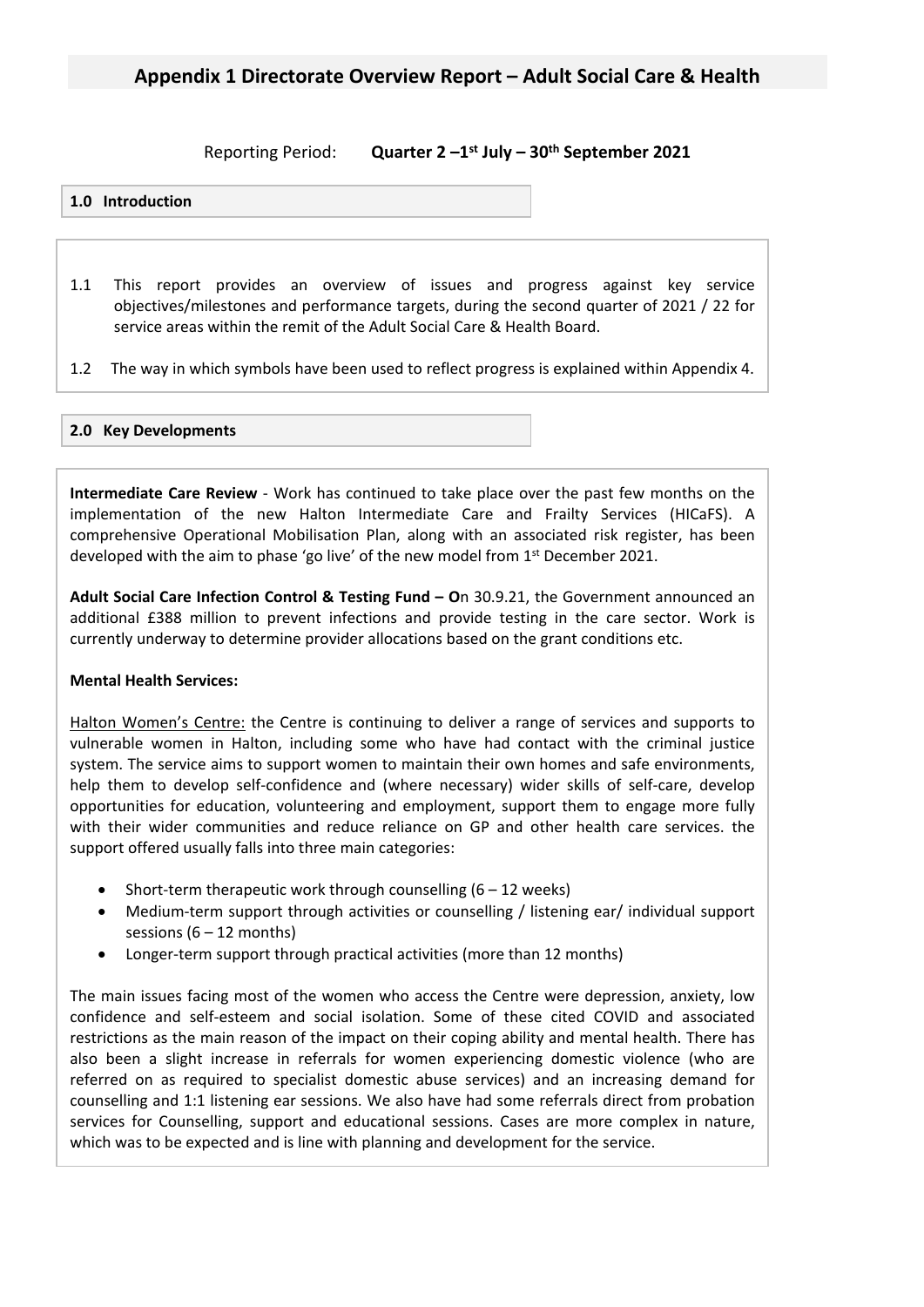# Appendix 1 Directorate Overview Report – Adult Social Care & Health

Reporting Period: **Quarter 2 –1st July – 30th September 2021**

## 1.0 Introduction

1.1 This report provides an overview of issues and progress against key service objectives/milestones and performance targets, during the second quarter of 2021 / 22 for service areas within the remit of the Adult Social Care & Health Board.

1.2 The way in which symbols have been used to reflect progress is explained within Appendix 4.

## 2.0 Key Developments

**Intermediate Care Review** - Work has continued to take place over the past few months on the implementation of the new Halton Intermediate Care and Frailty Services (HICaFS). A comprehensive Operational Mobilisation Plan, along with an associated risk register, has been developed with the aim to phase 'go live' of the new model from 1st December 2021.

**Adult Social Care Infection Control & Testing Fund – O**n 30.9.21, the Government announced an additional £388 million to prevent infections and provide testing in the care sector. Work is currently underway to determine provider allocations based on the grant conditions etc.

**Mental Health Services:**

Halton Women's Centre: the Centre is continuing to deliver a range of services and supports to vulnerable women in Halton, including some who have had contact with the criminal justice system. The service aims to support women to maintain their own homes and safe environments, help them to develop self-confidence and (where necessary) wider skills of self-care, develop opportunities for education, volunteering and employment, support them to engage more fully with their wider communities and reduce reliance on GP and other health care services. the support offered usually falls into three main categories:

- Short-term therapeutic work through counselling (6 – 12 weeks)
- Medium-term support through activities or counselling / listening ear/ individual support sessions (6 – 12 months)
- Longer-term support through practical activities (more than 12 months)

The main issues facing most of the women who access the Centre were depression, anxiety, low confidence and self-esteem and social isolation. Some of these cited COVID and associated restrictions as the main reason of the impact on their coping ability and mental health. There has also been a slight increase in referrals for women experiencing domestic violence (who are referred on as required to specialist domestic abuse services) and an increasing demand for counselling and 1:1 listening ear sessions. We also have had some referrals direct from probation services for Counselling, support and educational sessions. Cases are more complex in nature, which was to be expected and is line with planning and development for the service.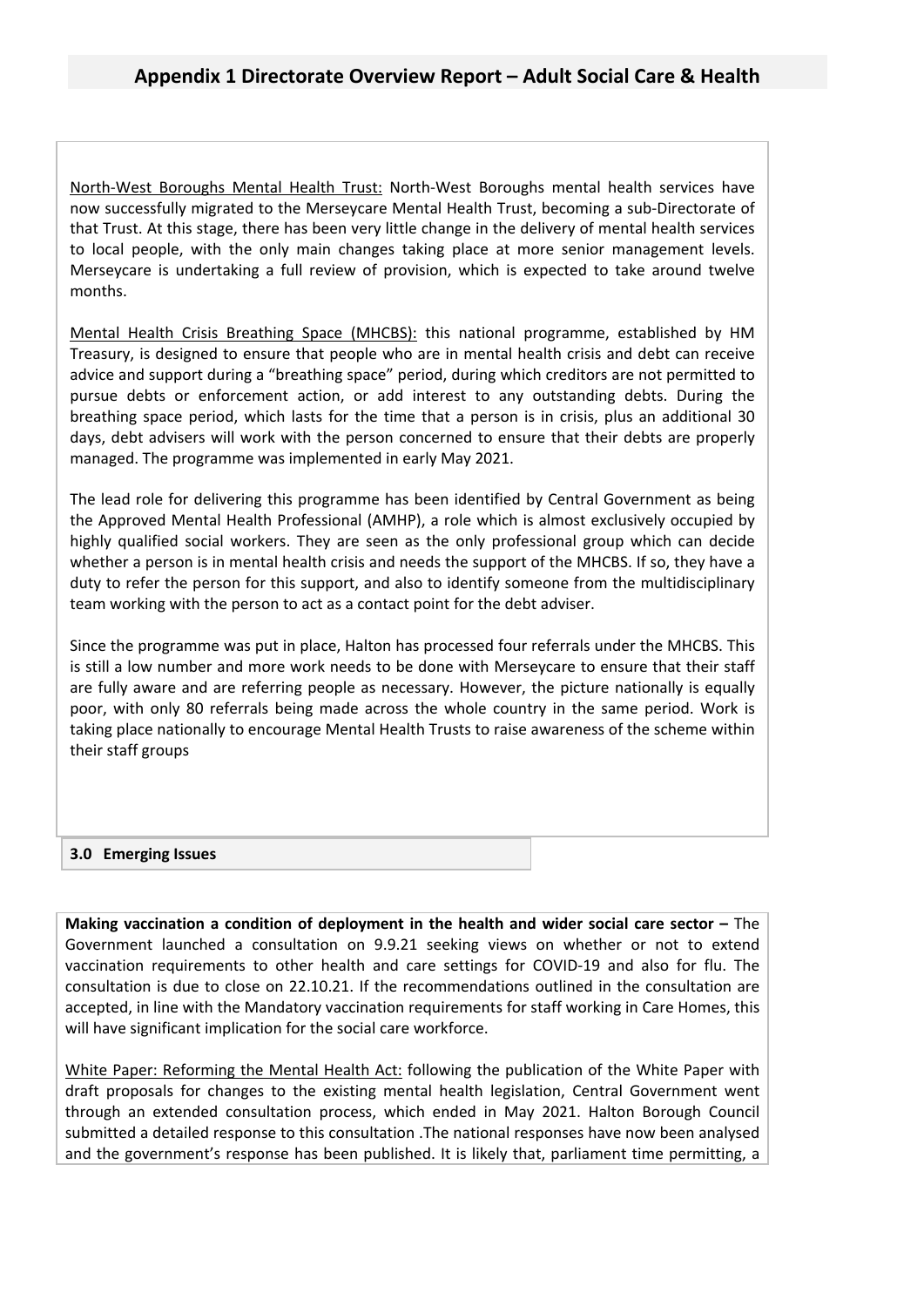North-West Boroughs Mental Health Trust: North-West Boroughs mental health services have now successfully migrated to the Merseycare Mental Health Trust, becoming a sub-Directorate of that Trust. At this stage, there has been very little change in the delivery of mental health services to local people, with the only main changes taking place at more senior management levels. Merseycare is undertaking a full review of provision, which is expected to take around twelve months.

Mental Health Crisis Breathing Space (MHCBS): this national programme, established by HM Treasury, is designed to ensure that people who are in mental health crisis and debt can receive advice and support during a "breathing space" period, during which creditors are not permitted to pursue debts or enforcement action, or add interest to any outstanding debts. During the breathing space period, which lasts for the time that a person is in crisis, plus an additional 30 days, debt advisers will work with the person concerned to ensure that their debts are properly managed. The programme was implemented in early May 2021.

The lead role for delivering this programme has been identified by Central Government as being the Approved Mental Health Professional (AMHP), a role which is almost exclusively occupied by highly qualified social workers. They are seen as the only professional group which can decide whether a person is in mental health crisis and needs the support of the MHCBS. If so, they have a duty to refer the person for this support, and also to identify someone from the multidisciplinary team working with the person to act as a contact point for the debt adviser.

Since the programme was put in place, Halton has processed four referrals under the MHCBS. This is still a low number and more work needs to be done with Merseycare to ensure that their staff are fully aware and are referring people as necessary. However, the picture nationally is equally poor, with only 80 referrals being made across the whole country in the same period. Work is taking place nationally to encourage Mental Health Trusts to raise awareness of the scheme within their staff groups

## 3.0 Emerging Issues

**Making vaccination a condition of deployment in the health and wider social care sector –** The Government launched a consultation on 9.9.21 seeking views on whether or not to extend vaccination requirements to other health and care settings for COVID-19 and also for flu. The consultation is due to close on 22.10.21. If the recommendations outlined in the consultation are accepted, in line with the Mandatory vaccination requirements for staff working in Care Homes, this will have significant implication for the social care workforce.

White Paper: Reforming the Mental Health Act: following the publication of the White Paper with draft proposals for changes to the existing mental health legislation, Central Government went through an extended consultation process, which ended in May 2021. Halton Borough Council submitted a detailed response to this consultation .The national responses have now been analysed and the government's response has been published. It is likely that, parliament time permitting, a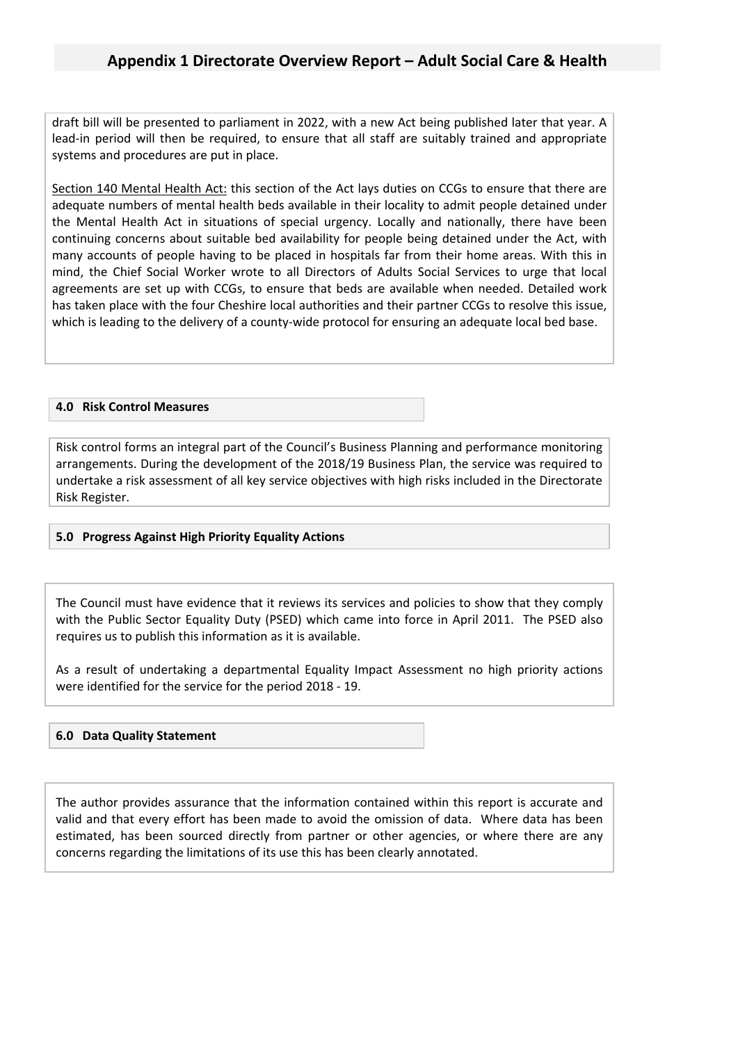draft bill will be presented to parliament in 2022, with a new Act being published later that year. A lead-in period will then be required, to ensure that all staff are suitably trained and appropriate systems and procedures are put in place.

Section 140 Mental Health Act: this section of the Act lays duties on CCGs to ensure that there are adequate numbers of mental health beds available in their locality to admit people detained under the Mental Health Act in situations of special urgency. Locally and nationally, there have been continuing concerns about suitable bed availability for people being detained under the Act, with many accounts of people having to be placed in hospitals far from their home areas. With this in mind, the Chief Social Worker wrote to all Directors of Adults Social Services to urge that local agreements are set up with CCGs, to ensure that beds are available when needed. Detailed work has taken place with the four Cheshire local authorities and their partner CCGs to resolve this issue, which is leading to the delivery of a county-wide protocol for ensuring an adequate local bed base.

## 4.0 Risk Control Measures

Risk control forms an integral part of the Council's Business Planning and performance monitoring arrangements. During the development of the 2018/19 Business Plan, the service was required to undertake a risk assessment of all key service objectives with high risks included in the Directorate Risk Register.

## 5.0 Progress Against High Priority Equality Actions

The Council must have evidence that it reviews its services and policies to show that they comply with the Public Sector Equality Duty (PSED) which came into force in April 2011. The PSED also requires us to publish this information as it is available.

As a result of undertaking a departmental Equality Impact Assessment no high priority actions were identified for the service for the period 2018 - 19.

## 6.0 Data Quality Statement

The author provides assurance that the information contained within this report is accurate and valid and that every effort has been made to avoid the omission of data. Where data has been estimated, has been sourced directly from partner or other agencies, or where there are any concerns regarding the limitations of its use this has been clearly annotated.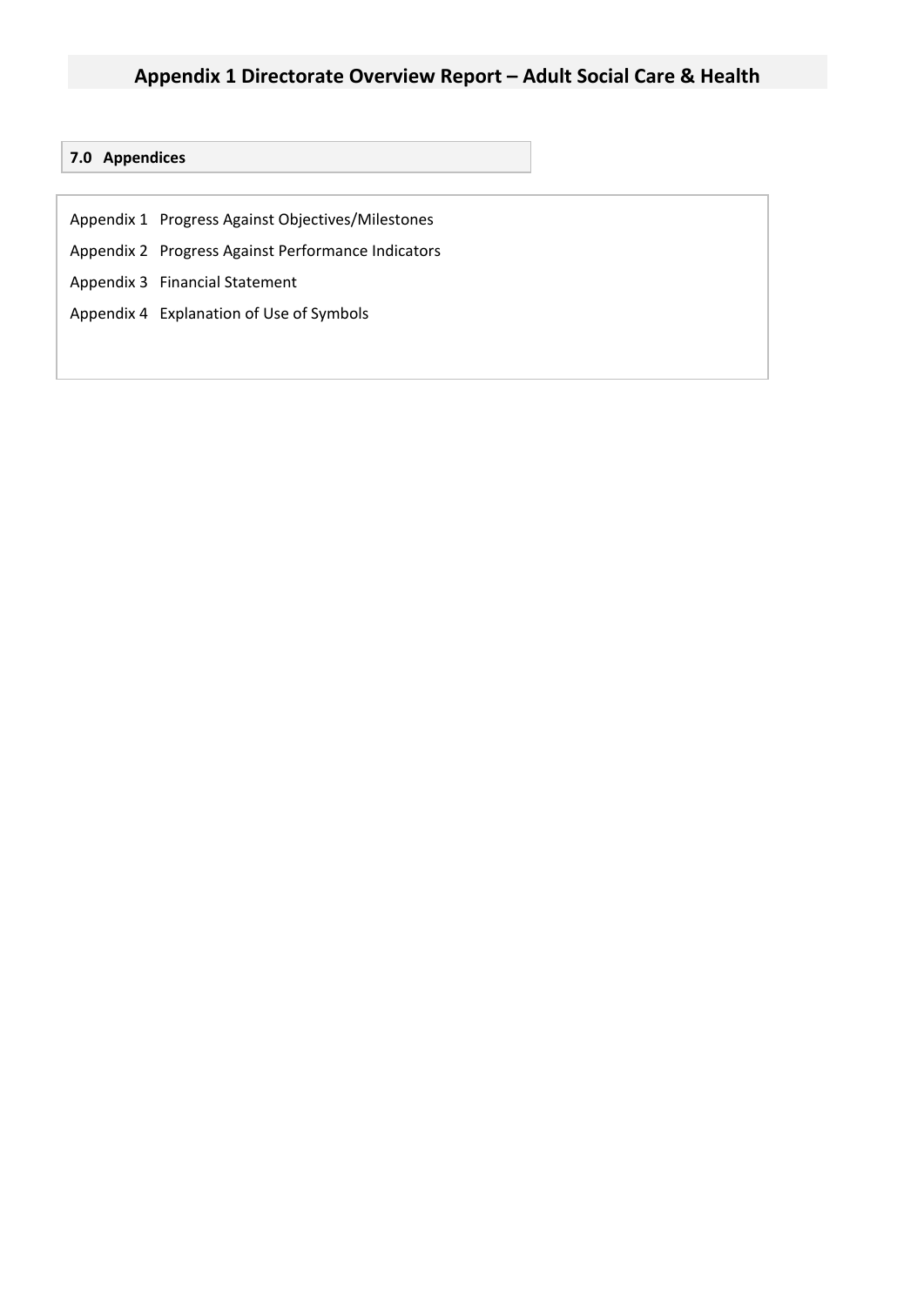# Appendix 1 Directorate Overview Report – Adult Social Care & Health

## 7.0 Appendices

Appendix 1 Progress Against Objectives/Milestones

Appendix 2 Progress Against Performance Indicators

Appendix 3 Financial Statement

Appendix 4 Explanation of Use of Symbols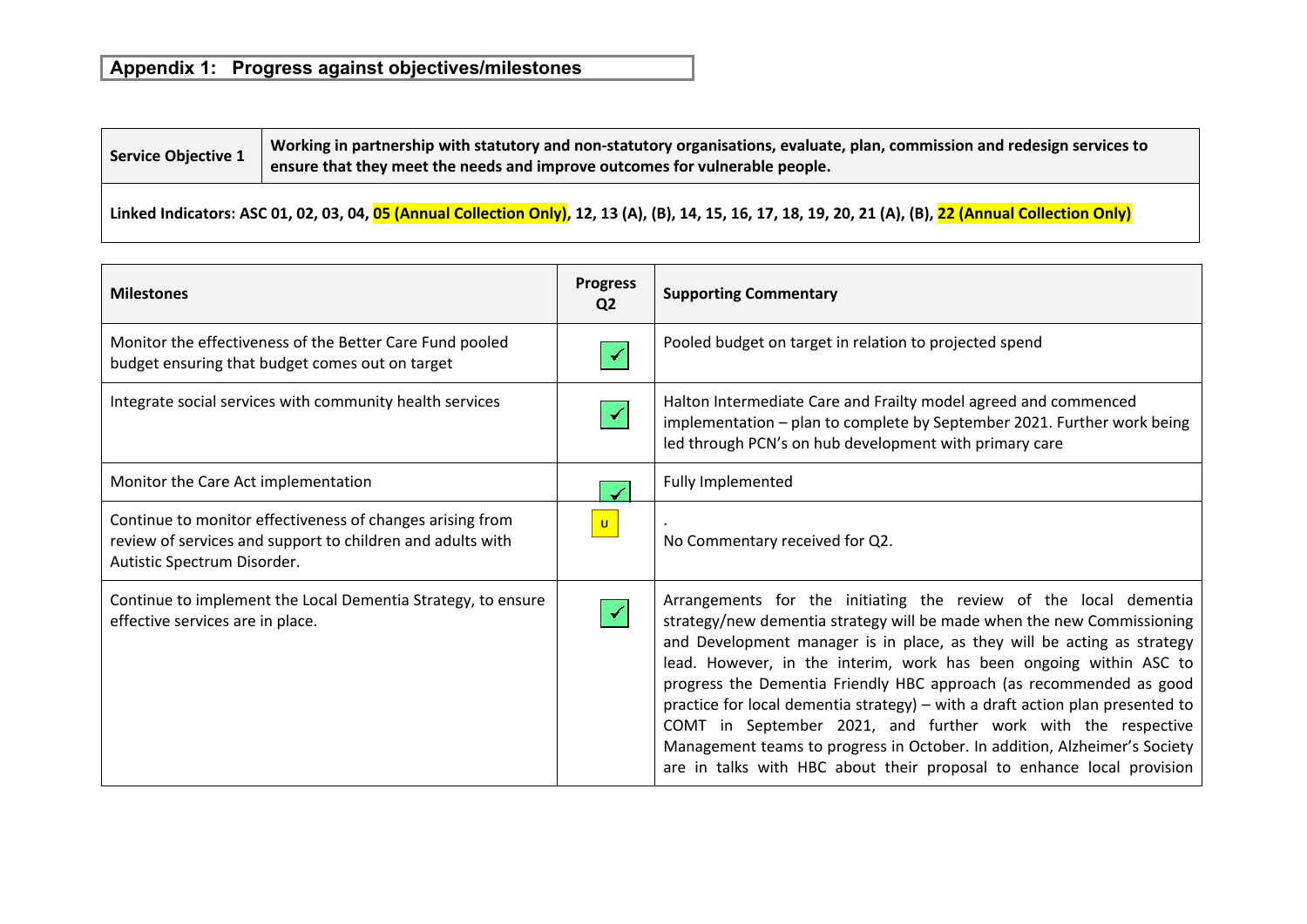## Appendix 1: Progress against objectives/milestones

| Service Objective 1 | Working in partnership with statutory and non-statutory organisations, evaluate, plan, commission and redesign services to ensure that they meet the needs and improve outcomes for vulnerable people. |
|---|---|
| Linked Indicators: ASC 01, 02, 03, 04, 05 (Annual Collection Only), 12, 13 (A), (B), 14, 15, 16, 17, 18, 19, 20, 21 (A), (B), 22 (Annual Collection Only) | |

| Milestones | Progress Q2 | Supporting Commentary |
|---|---|---|
| Monitor the effectiveness of the Better Care Fund pooled budget ensuring that budget comes out on target | ✓ | Pooled budget on target in relation to projected spend |
| Integrate social services with community health services | ✓ | Halton Intermediate Care and Frailty model agreed and commenced implementation – plan to complete by September 2021. Further work being led through PCN's on hub development with primary care |
| Monitor the Care Act implementation | ✓ | Fully Implemented |
| Continue to monitor effectiveness of changes arising from review of services and support to children and adults with Autistic Spectrum Disorder. | U | . No Commentary received for Q2. |
| Continue to implement the Local Dementia Strategy, to ensure effective services are in place. | ✓ | Arrangements for the initiating the review of the local dementia strategy/new dementia strategy will be made when the new Commissioning and Development manager is in place, as they will be acting as strategy lead. However, in the interim, work has been ongoing within ASC to progress the Dementia Friendly HBC approach (as recommended as good practice for local dementia strategy) – with a draft action plan presented to COMT in September 2021, and further work with the respective Management teams to progress in October. In addition, Alzheimer's Society are in talks with HBC about their proposal to enhance local provision |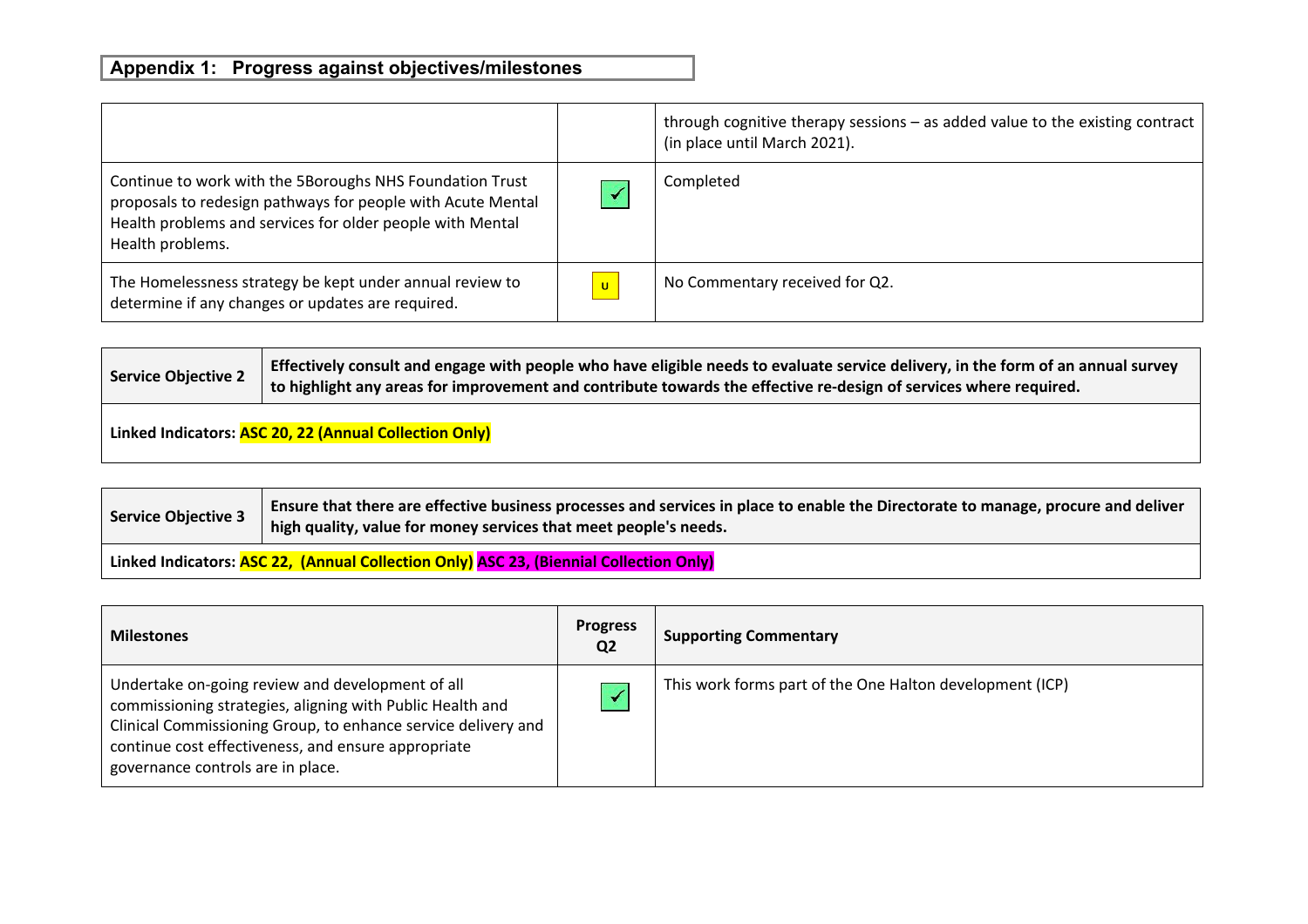## Appendix 1: Progress against objectives/milestones

| | | |
|---|---|---|
| | | through cognitive therapy sessions – as added value to the existing contract (in place until March 2021). |
| Continue to work with the 5Boroughs NHS Foundation Trust proposals to redesign pathways for people with Acute Mental Health problems and services for older people with Mental Health problems. | ✓ | Completed |
| The Homelessness strategy be kept under annual review to determine if any changes or updates are required. | U | No Commentary received for Q2. |

| Service Objective 2 | Effectively consult and engage with people who have eligible needs to evaluate service delivery, in the form of an annual survey to highlight any areas for improvement and contribute towards the effective re-design of services where required. |
|---|---|
| **Linked Indicators:** ASC 20, 22 (Annual Collection Only) | |

| Service Objective 3 | Ensure that there are effective business processes and services in place to enable the Directorate to manage, procure and deliver high quality, value for money services that meet people's needs. |
|---|---|
| **Linked Indicators:** ASC 22, (Annual Collection Only) ASC 23, (Biennial Collection Only) | |

| Milestones | Progress Q2 | Supporting Commentary |
|---|---|---|
| Undertake on-going review and development of all commissioning strategies, aligning with Public Health and Clinical Commissioning Group, to enhance service delivery and continue cost effectiveness, and ensure appropriate governance controls are in place. | ✓ | This work forms part of the One Halton development (ICP) |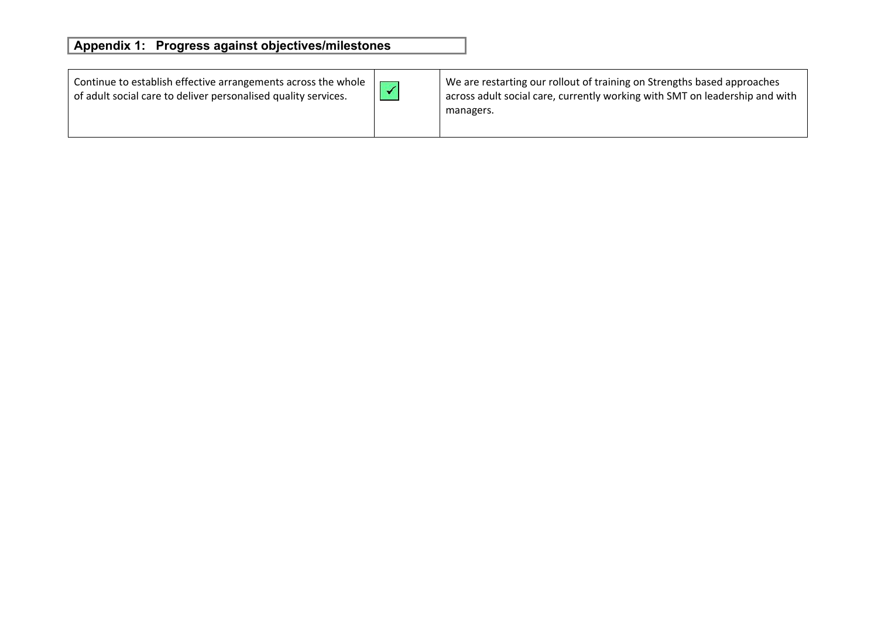## Appendix 1: Progress against objectives/milestones

| | | |
|---|---|---|
| Continue to establish effective arrangements across the whole of adult social care to deliver personalised quality services. | ✓ | We are restarting our rollout of training on Strengths based approaches across adult social care, currently working with SMT on leadership and with managers. |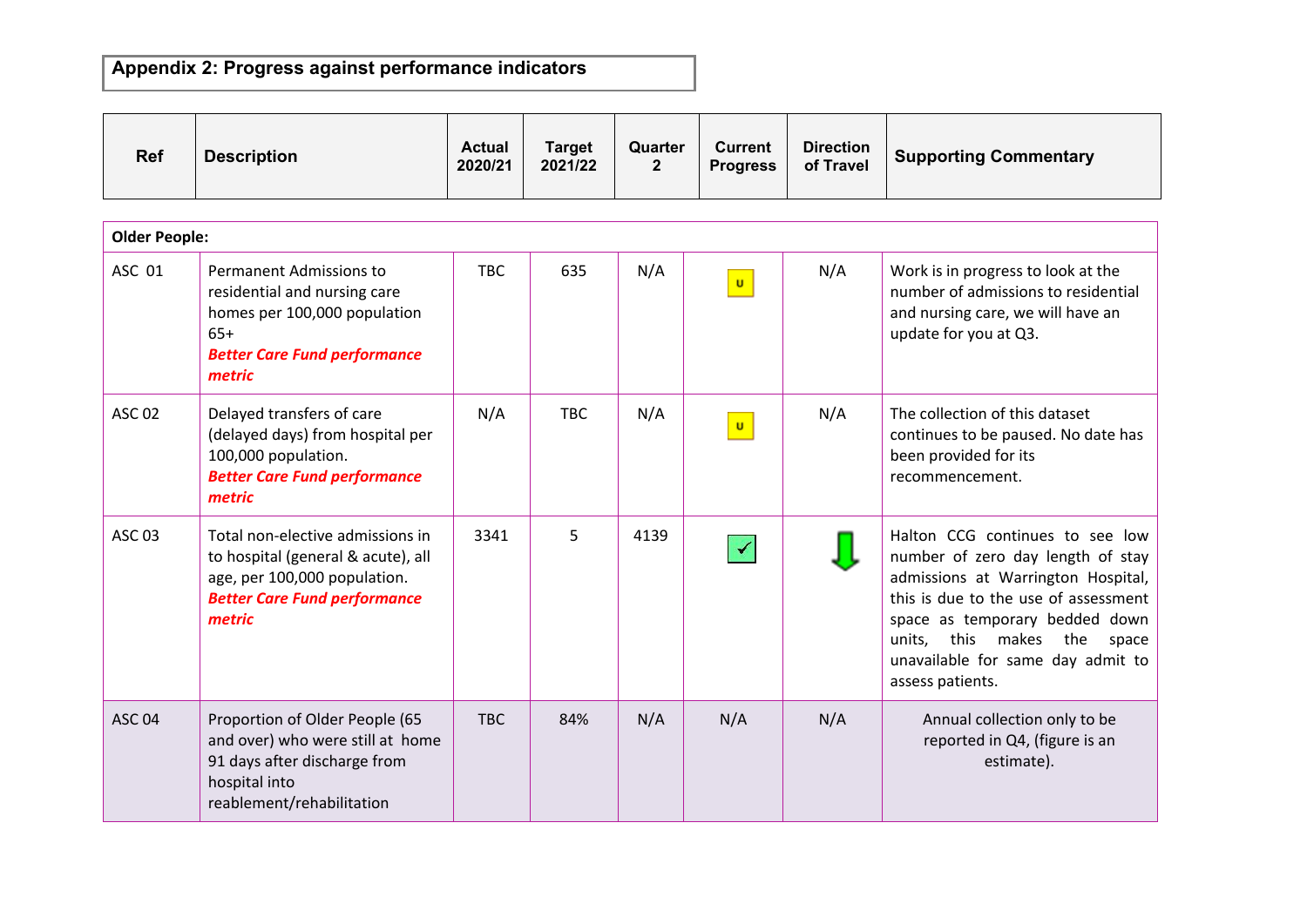## Appendix 2: Progress against performance indicators

| Ref | Description | Actual 2020/21 | Target 2021/22 | Quarter 2 | Current Progress | Direction of Travel | Supporting Commentary |
|---|---|---|---|---|---|---|---|
| **Older People:** | | | | | | | |
| ASC 01 | Permanent Admissions to residential and nursing care homes per 100,000 population 65+ ***Better Care Fund performance metric*** | TBC | 635 | N/A | U | N/A | Work is in progress to look at the number of admissions to residential and nursing care, we will have an update for you at Q3. |
| ASC 02 | Delayed transfers of care (delayed days) from hospital per 100,000 population. ***Better Care Fund performance metric*** | N/A | TBC | N/A | U | N/A | The collection of this dataset continues to be paused. No date has been provided for its recommencement. |
| ASC 03 | Total non-elective admissions in to hospital (general & acute), all age, per 100,000 population. ***Better Care Fund performance metric*** | 3341 | 5 | 4139 | ✓ | ↓ | Halton CCG continues to see low number of zero day length of stay admissions at Warrington Hospital, this is due to the use of assessment space as temporary bedded down units, this makes the space unavailable for same day admit to assess patients. |
| ASC 04 | Proportion of Older People (65 and over) who were still at home 91 days after discharge from hospital into reablement/rehabilitation | TBC | 84% | N/A | N/A | N/A | Annual collection only to be reported in Q4, (figure is an estimate). |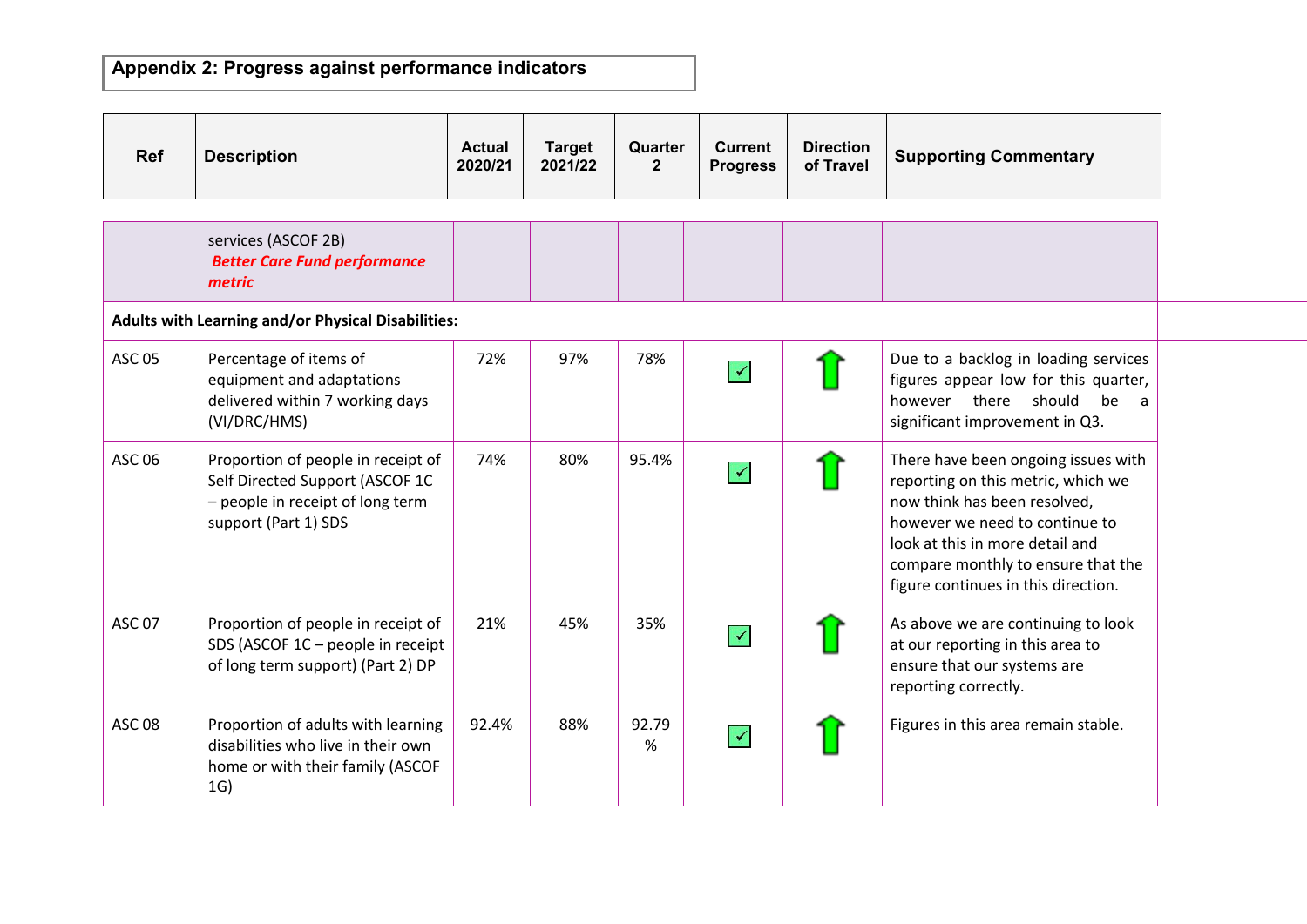## Appendix 2: Progress against performance indicators

| Ref | Description | Actual 2020/21 | Target 2021/22 | Quarter 2 | Current Progress | Direction of Travel | Supporting Commentary |
|---|---|---|---|---|---|---|---|
| | services (ASCOF 2B) ***Better Care Fund performance metric*** | | | | | | |
| **Adults with Learning and/or Physical Disabilities:** | | | | | | | |
| ASC 05 | Percentage of items of equipment and adaptations delivered within 7 working days (VI/DRC/HMS) | 72% | 97% | 78% | ✓ | ⇧ | Due to a backlog in loading services figures appear low for this quarter, however there should be a significant improvement in Q3. |
| ASC 06 | Proportion of people in receipt of Self Directed Support (ASCOF 1C – people in receipt of long term support (Part 1) SDS | 74% | 80% | 95.4% | ✓ | ⇧ | There have been ongoing issues with reporting on this metric, which we now think has been resolved, however we need to continue to look at this in more detail and compare monthly to ensure that the figure continues in this direction. |
| ASC 07 | Proportion of people in receipt of SDS (ASCOF 1C – people in receipt of long term support) (Part 2) DP | 21% | 45% | 35% | ✓ | ⇧ | As above we are continuing to look at our reporting in this area to ensure that our systems are reporting correctly. |
| ASC 08 | Proportion of adults with learning disabilities who live in their own home or with their family (ASCOF 1G) | 92.4% | 88% | 92.79 % | ✓ | ⇧ | Figures in this area remain stable. |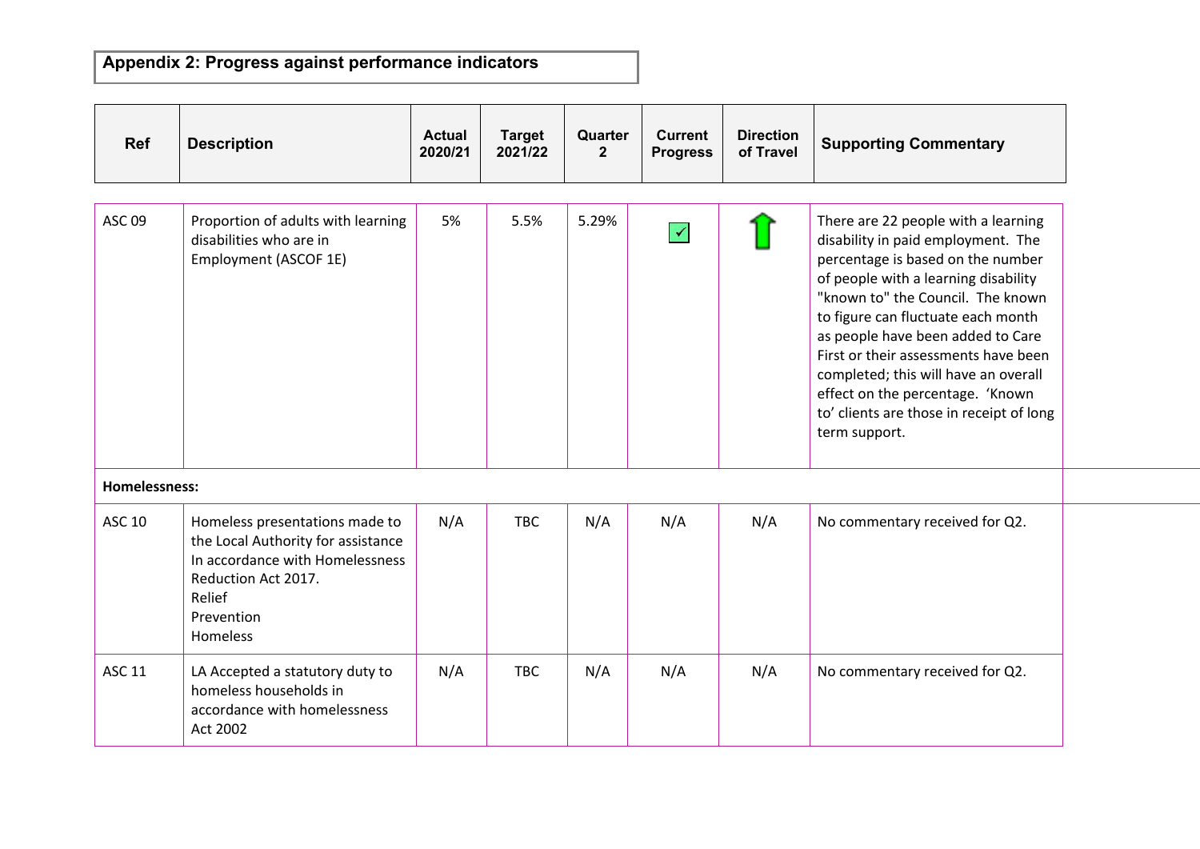## Appendix 2: Progress against performance indicators

| Ref | Description | Actual 2020/21 | Target 2021/22 | Quarter 2 | Current Progress | Direction of Travel | Supporting Commentary |
|---|---|---|---|---|---|---|---|
| ASC 09 | Proportion of adults with learning disabilities who are in Employment (ASCOF 1E) | 5% | 5.5% | 5.29% | ✓ | ↑ | There are 22 people with a learning disability in paid employment. The percentage is based on the number of people with a learning disability "known to" the Council. The known to figure can fluctuate each month as people have been added to Care First or their assessments have been completed; this will have an overall effect on the percentage. 'Known to' clients are those in receipt of long term support. |
| **Homelessness:** | | | | | | | |
| ASC 10 | Homeless presentations made to the Local Authority for assistance In accordance with Homelessness Reduction Act 2017.<br>Relief<br>Prevention<br>Homeless | N/A | TBC | N/A | N/A | N/A | No commentary received for Q2. |
| ASC 11 | LA Accepted a statutory duty to homeless households in accordance with homelessness Act 2002 | N/A | TBC | N/A | N/A | N/A | No commentary received for Q2. |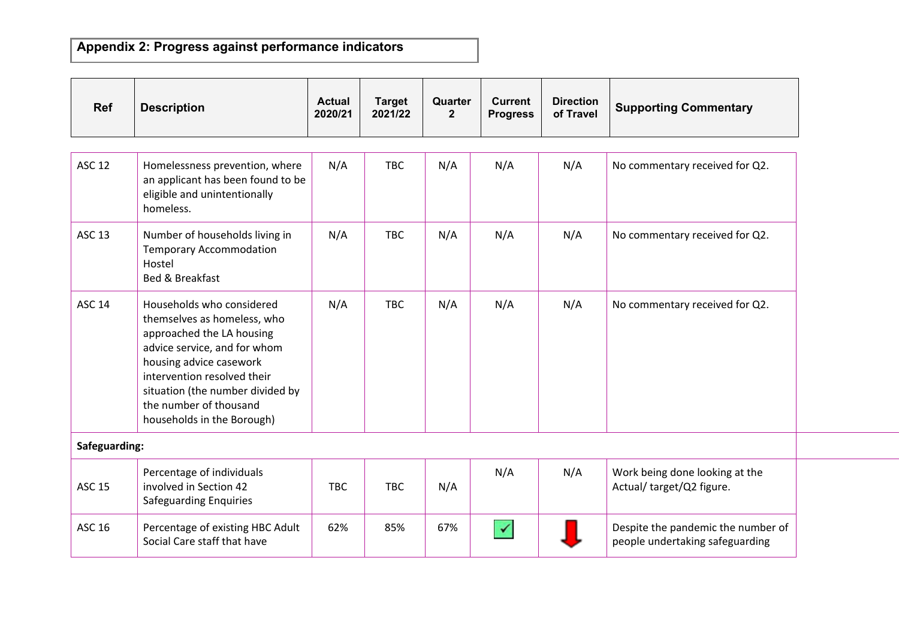## Appendix 2: Progress against performance indicators

| Ref | Description | Actual 2020/21 | Target 2021/22 | Quarter 2 | Current Progress | Direction of Travel | Supporting Commentary |
|---|---|---|---|---|---|---|---|
| ASC 12 | Homelessness prevention, where an applicant has been found to be eligible and unintentionally homeless. | N/A | TBC | N/A | N/A | N/A | No commentary received for Q2. |
| ASC 13 | Number of households living in Temporary Accommodation Hostel Bed & Breakfast | N/A | TBC | N/A | N/A | N/A | No commentary received for Q2. |
| ASC 14 | Households who considered themselves as homeless, who approached the LA housing advice service, and for whom housing advice casework intervention resolved their situation (the number divided by the number of thousand households in the Borough) | N/A | TBC | N/A | N/A | N/A | No commentary received for Q2. |
| **Safeguarding:** | | | | | | | |
| ASC 15 | Percentage of individuals involved in Section 42 Safeguarding Enquiries | TBC | TBC | N/A | N/A | N/A | Work being done looking at the Actual/ target/Q2 figure. |
| ASC 16 | Percentage of existing HBC Adult Social Care staff that have | 62% | 85% | 67% | ✓ | ↓ | Despite the pandemic the number of people undertaking safeguarding |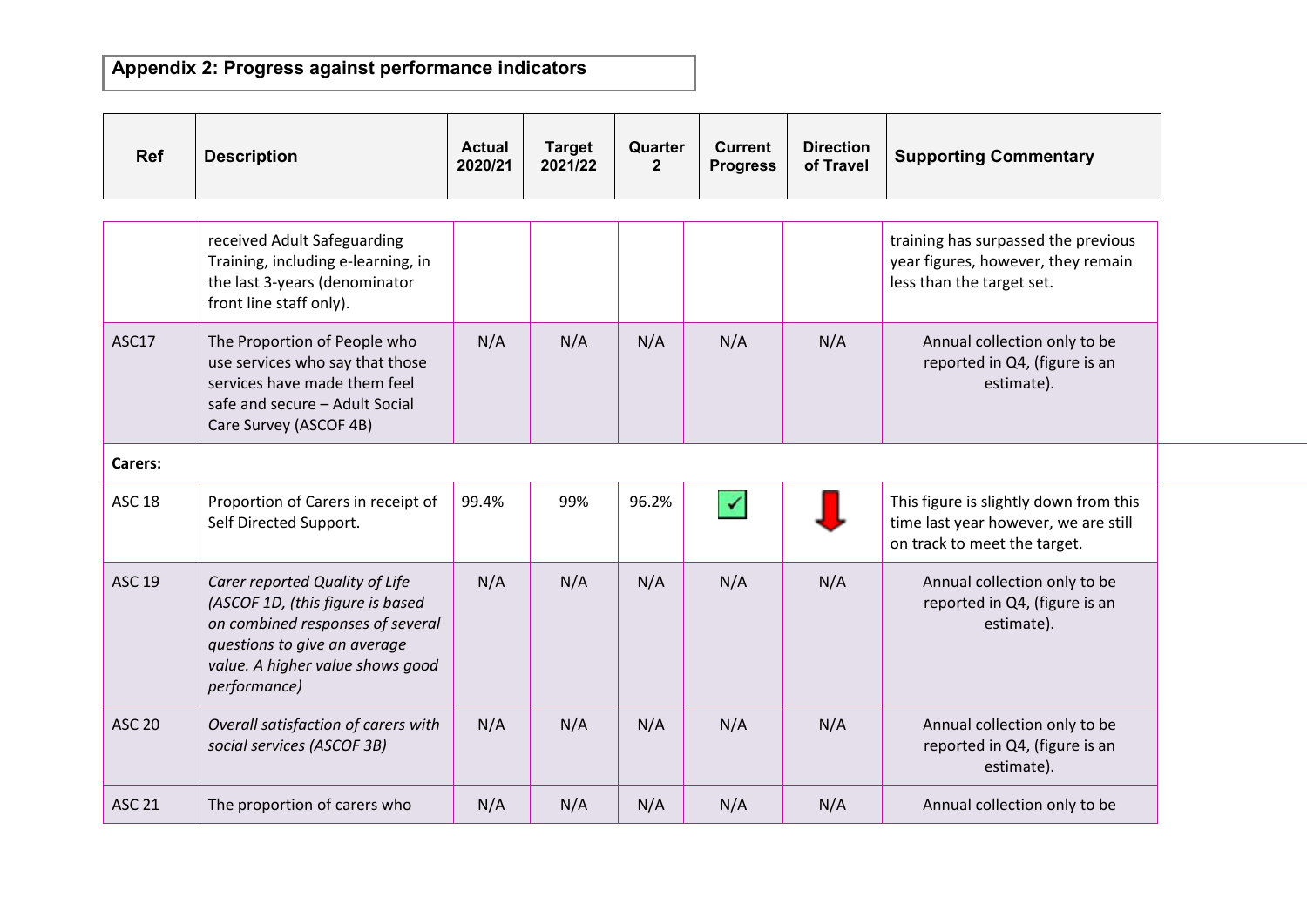## Appendix 2: Progress against performance indicators

| Ref | Description | Actual 2020/21 | Target 2021/22 | Quarter 2 | Current Progress | Direction of Travel | Supporting Commentary |
|---|---|---|---|---|---|---|---|
| | received Adult Safeguarding Training, including e-learning, in the last 3-years (denominator front line staff only). | | | | | | training has surpassed the previous year figures, however, they remain less than the target set. |
| ASC17 | The Proportion of People who use services who say that those services have made them feel safe and secure – Adult Social Care Survey (ASCOF 4B) | N/A | N/A | N/A | N/A | N/A | Annual collection only to be reported in Q4, (figure is an estimate). |
| **Carers:** | | | | | | | |
| ASC 18 | Proportion of Carers in receipt of Self Directed Support. | 99.4% | 99% | 96.2% | ✓ | ↓ | This figure is slightly down from this time last year however, we are still on track to meet the target. |
| ASC 19 | *Carer reported Quality of Life (ASCOF 1D, (this figure is based on combined responses of several questions to give an average value. A higher value shows good performance)* | N/A | N/A | N/A | N/A | N/A | Annual collection only to be reported in Q4, (figure is an estimate). |
| ASC 20 | *Overall satisfaction of carers with social services (ASCOF 3B)* | N/A | N/A | N/A | N/A | N/A | Annual collection only to be reported in Q4, (figure is an estimate). |
| ASC 21 | The proportion of carers who | N/A | N/A | N/A | N/A | N/A | Annual collection only to be |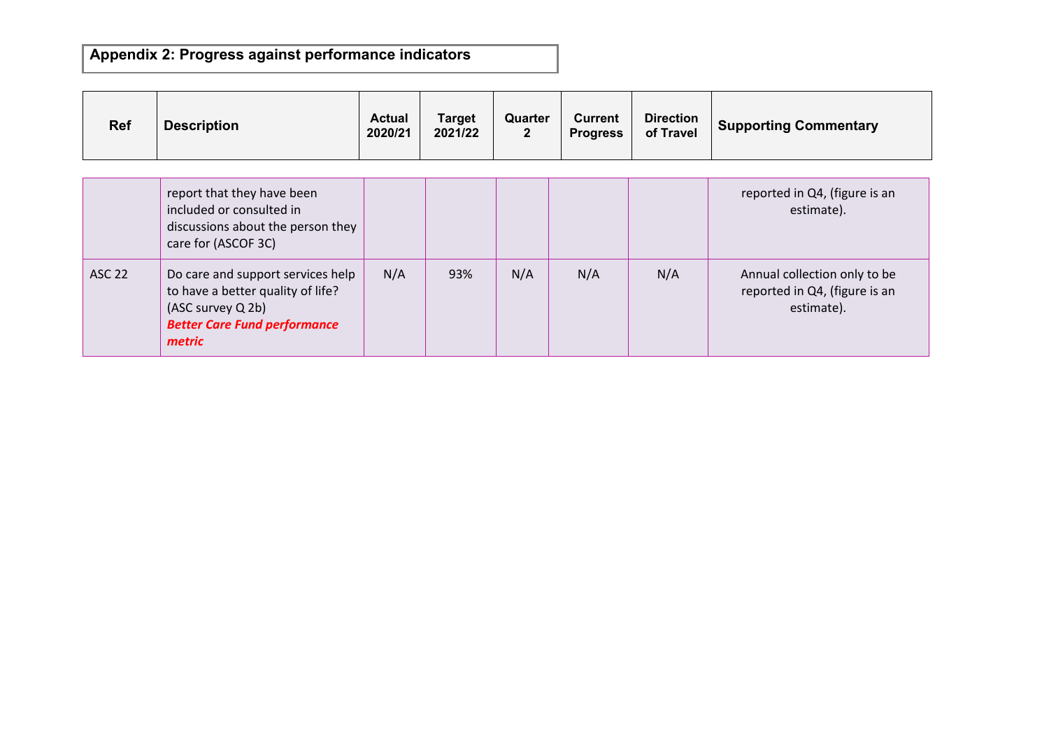## Appendix 2: Progress against performance indicators

| Ref | Description | Actual 2020/21 | Target 2021/22 | Quarter 2 | Current Progress | Direction of Travel | Supporting Commentary |
|---|---|---|---|---|---|---|---|
| | report that they have been included or consulted in discussions about the person they care for (ASCOF 3C) | | | | | | reported in Q4, (figure is an estimate). |
| ASC 22 | Do care and support services help to have a better quality of life? (ASC survey Q 2b) ***Better Care Fund performance metric*** | N/A | 93% | N/A | N/A | N/A | Annual collection only to be reported in Q4, (figure is an estimate). |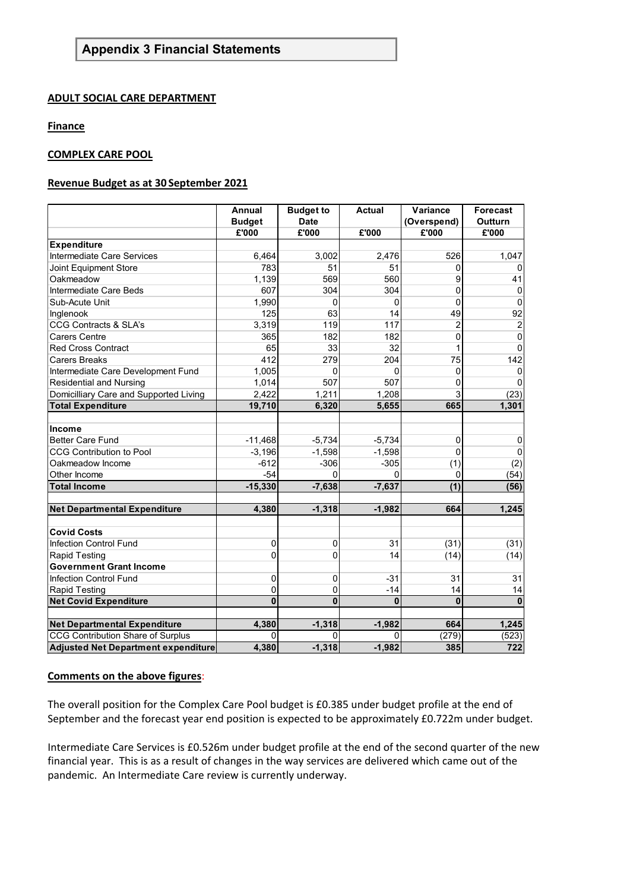# Appendix 3 Financial Statements

**ADULT SOCIAL CARE DEPARTMENT**

**Finance**

**COMPLEX CARE POOL**

**Revenue Budget as at 30 September 2021**

| | Annual Budget | Budget to Date | Actual | Variance (Overspend) | Forecast Outturn |
|---|---|---|---|---|---|
| | £'000 | £'000 | £'000 | £'000 | £'000 |
| **Expenditure** | | | | | |
| Intermediate Care Services | 6,464 | 3,002 | 2,476 | 526 | 1,047 |
| Joint Equipment Store | 783 | 51 | 51 | 0 | 0 |
| Oakmeadow | 1,139 | 569 | 560 | 9 | 41 |
| Intermediate Care Beds | 607 | 304 | 304 | 0 | 0 |
| Sub-Acute Unit | 1,990 | 0 | 0 | 0 | 0 |
| Inglenook | 125 | 63 | 14 | 49 | 92 |
| CCG Contracts & SLA's | 3,319 | 119 | 117 | 2 | 2 |
| Carers Centre | 365 | 182 | 182 | 0 | 0 |
| Red Cross Contract | 65 | 33 | 32 | 1 | 0 |
| Carers Breaks | 412 | 279 | 204 | 75 | 142 |
| Intermediate Care Development Fund | 1,005 | 0 | 0 | 0 | 0 |
| Residential and Nursing | 1,014 | 507 | 507 | 0 | 0 |
| Domicilliary Care and Supported Living | 2,422 | 1,211 | 1,208 | 3 | (23) |
| **Total Expenditure** | **19,710** | **6,320** | **5,655** | **665** | **1,301** |
| | | | | | |
| **Income** | | | | | |
| Better Care Fund | -11,468 | -5,734 | -5,734 | 0 | 0 |
| CCG Contribution to Pool | -3,196 | -1,598 | -1,598 | 0 | 0 |
| Oakmeadow Income | -612 | -306 | -305 | (1) | (2) |
| Other Income | -54 | 0 | 0 | 0 | (54) |
| **Total Income** | **-15,330** | **-7,638** | **-7,637** | **(1)** | **(56)** |
| | | | | | |
| **Net Departmental Expenditure** | **4,380** | **-1,318** | **-1,982** | **664** | **1,245** |
| | | | | | |
| **Covid Costs** | | | | | |
| Infection Control Fund | 0 | 0 | 31 | (31) | (31) |
| Rapid Testing | 0 | 0 | 14 | (14) | (14) |
| **Government Grant Income** | | | | | |
| Infection Control Fund | 0 | 0 | -31 | 31 | 31 |
| Rapid Testing | 0 | 0 | -14 | 14 | 14 |
| **Net Covid Expenditure** | **0** | **0** | **0** | **0** | **0** |
| | | | | | |
| **Net Departmental Expenditure** | **4,380** | **-1,318** | **-1,982** | **664** | **1,245** |
| CCG Contribution Share of Surplus | 0 | 0 | 0 | (279) | (523) |
| **Adjusted Net Department expenditure** | **4,380** | **-1,318** | **-1,982** | **385** | **722** |

**Comments on the above figures**:

The overall position for the Complex Care Pool budget is £0.385 under budget profile at the end of September and the forecast year end position is expected to be approximately £0.722m under budget.

Intermediate Care Services is £0.526m under budget profile at the end of the second quarter of the new financial year. This is as a result of changes in the way services are delivered which came out of the pandemic. An Intermediate Care review is currently underway.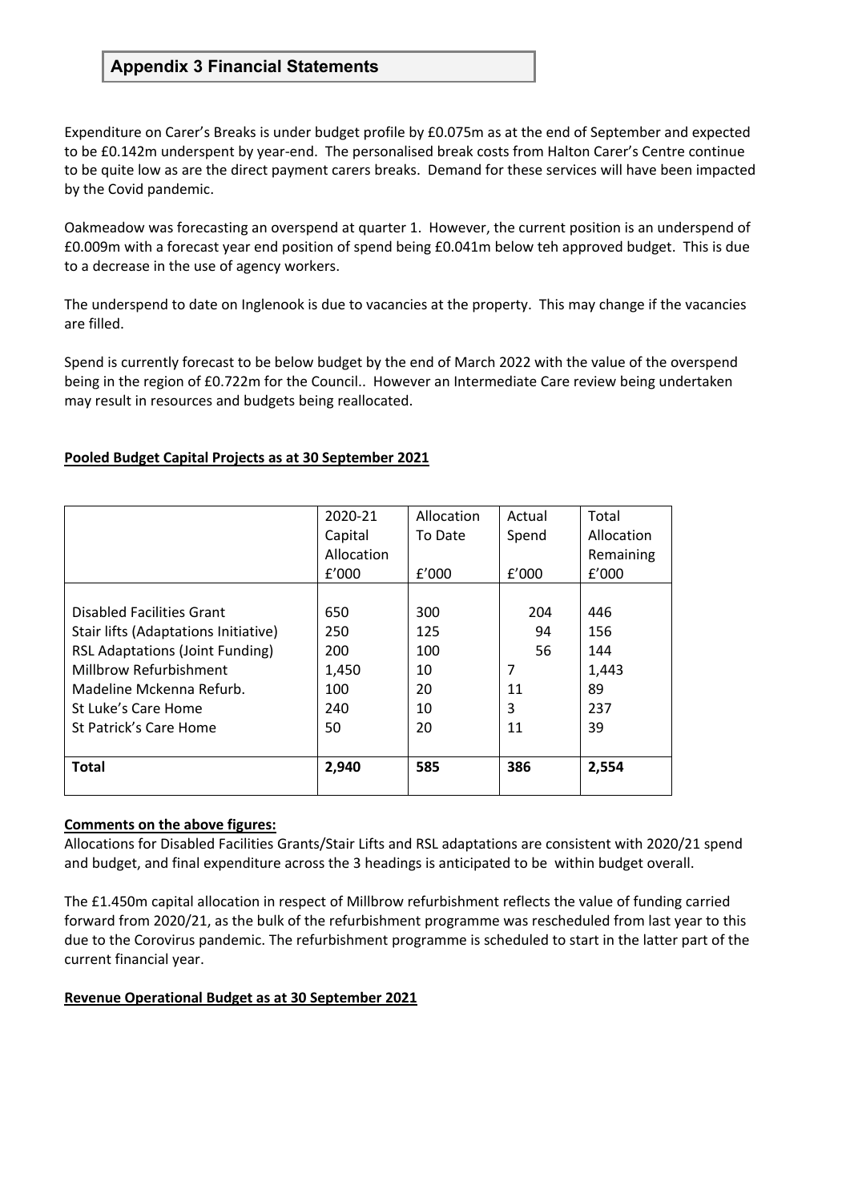## Appendix 3 Financial Statements

Expenditure on Carer's Breaks is under budget profile by £0.075m as at the end of September and expected to be £0.142m underspent by year-end. The personalised break costs from Halton Carer's Centre continue to be quite low as are the direct payment carers breaks. Demand for these services will have been impacted by the Covid pandemic.

Oakmeadow was forecasting an overspend at quarter 1. However, the current position is an underspend of £0.009m with a forecast year end position of spend being £0.041m below teh approved budget. This is due to a decrease in the use of agency workers.

The underspend to date on Inglenook is due to vacancies at the property. This may change if the vacancies are filled.

Spend is currently forecast to be below budget by the end of March 2022 with the value of the overspend being in the region of £0.722m for the Council.. However an Intermediate Care review being undertaken may result in resources and budgets being reallocated.

**Pooled Budget Capital Projects as at 30 September 2021**

| | 2020-21 Capital Allocation £'000 | Allocation To Date £'000 | Actual Spend £'000 | Total Allocation Remaining £'000 |
|---|---|---|---|---|
| Disabled Facilities Grant | 650 | 300 | 204 | 446 |
| Stair lifts (Adaptations Initiative) | 250 | 125 | 94 | 156 |
| RSL Adaptations (Joint Funding) | 200 | 100 | 56 | 144 |
| Millbrow Refurbishment | 1,450 | 10 | 7 | 1,443 |
| Madeline Mckenna Refurb. | 100 | 20 | 11 | 89 |
| St Luke's Care Home | 240 | 10 | 3 | 237 |
| St Patrick's Care Home | 50 | 20 | 11 | 39 |
| **Total** | **2,940** | **585** | **386** | **2,554** |

**Comments on the above figures:**

Allocations for Disabled Facilities Grants/Stair Lifts and RSL adaptations are consistent with 2020/21 spend and budget, and final expenditure across the 3 headings is anticipated to be within budget overall.

The £1.450m capital allocation in respect of Millbrow refurbishment reflects the value of funding carried forward from 2020/21, as the bulk of the refurbishment programme was rescheduled from last year to this due to the Corovirus pandemic. The refurbishment programme is scheduled to start in the latter part of the current financial year.

**Revenue Operational Budget as at 30 September 2021**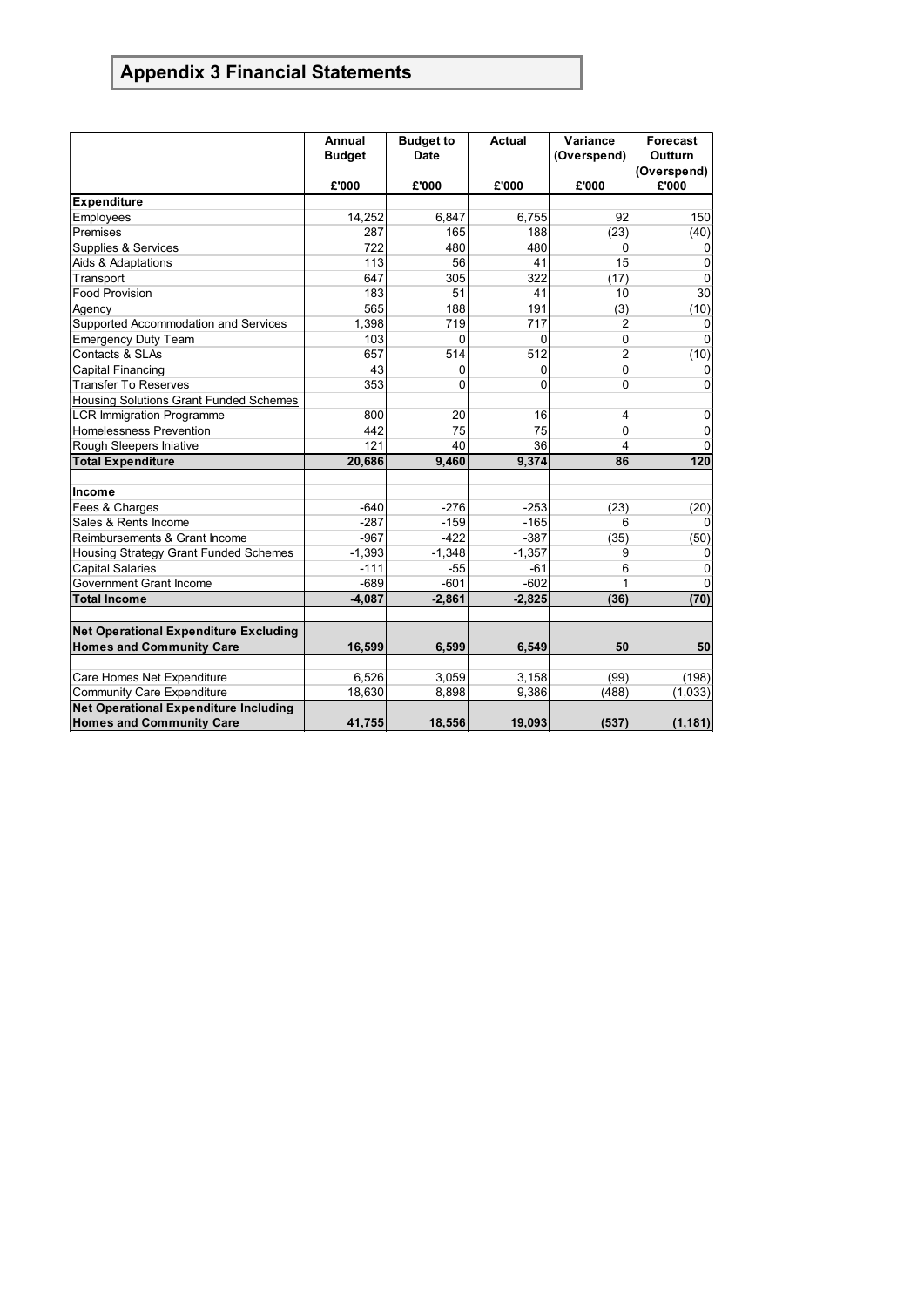# Appendix 3 Financial Statements

| | Annual Budget | Budget to Date | Actual | Variance (Overspend) | Forecast Outturn (Overspend) |
|---|---|---|---|---|---|
| | £'000 | £'000 | £'000 | £'000 | £'000 |
| **Expenditure** | | | | | |
| Employees | 14,252 | 6,847 | 6,755 | 92 | 150 |
| Premises | 287 | 165 | 188 | (23) | (40) |
| Supplies & Services | 722 | 480 | 480 | 0 | 0 |
| Aids & Adaptations | 113 | 56 | 41 | 15 | 0 |
| Transport | 647 | 305 | 322 | (17) | 0 |
| Food Provision | 183 | 51 | 41 | 10 | 30 |
| Agency | 565 | 188 | 191 | (3) | (10) |
| Supported Accommodation and Services | 1,398 | 719 | 717 | 2 | 0 |
| Emergency Duty Team | 103 | 0 | 0 | 0 | 0 |
| Contacts & SLAs | 657 | 514 | 512 | 2 | (10) |
| Capital Financing | 43 | 0 | 0 | 0 | 0 |
| Transfer To Reserves | 353 | 0 | 0 | 0 | 0 |
| Housing Solutions Grant Funded Schemes | | | | | |
| LCR Immigration Programme | 800 | 20 | 16 | 4 | 0 |
| Homelessness Prevention | 442 | 75 | 75 | 0 | 0 |
| Rough Sleepers Iniative | 121 | 40 | 36 | 4 | 0 |
| **Total Expenditure** | **20,686** | **9,460** | **9,374** | **86** | **120** |
| | | | | | |
| **Income** | | | | | |
| Fees & Charges | -640 | -276 | -253 | (23) | (20) |
| Sales & Rents Income | -287 | -159 | -165 | 6 | 0 |
| Reimbursements & Grant Income | -967 | -422 | -387 | (35) | (50) |
| Housing Strategy Grant Funded Schemes | -1,393 | -1,348 | -1,357 | 9 | 0 |
| Capital Salaries | -111 | -55 | -61 | 6 | 0 |
| Government Grant Income | -689 | -601 | -602 | 1 | 0 |
| **Total Income** | **-4,087** | **-2,861** | **-2,825** | **(36)** | **(70)** |
| | | | | | |
| **Net Operational Expenditure Excluding Homes and Community Care** | **16,599** | **6,599** | **6,549** | **50** | **50** |
| | | | | | |
| Care Homes Net Expenditure | 6,526 | 3,059 | 3,158 | (99) | (198) |
| Community Care Expenditure | 18,630 | 8,898 | 9,386 | (488) | (1,033) |
| **Net Operational Expenditure Including Homes and Community Care** | **41,755** | **18,556** | **19,093** | **(537)** | **(1,181)** |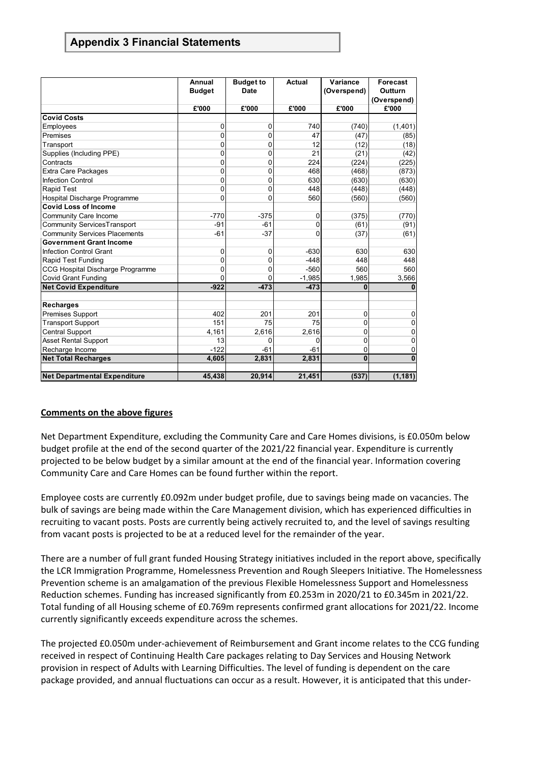## Appendix 3 Financial Statements

| | Annual Budget | Budget to Date | Actual | Variance (Overspend) | Forecast Outturn (Overspend) |
|---|---|---|---|---|---|
| | £'000 | £'000 | £'000 | £'000 | £'000 |
| **Covid Costs** | | | | | |
| Employees | 0 | 0 | 740 | (740) | (1,401) |
| Premises | 0 | 0 | 47 | (47) | (85) |
| Transport | 0 | 0 | 12 | (12) | (18) |
| Supplies (Including PPE) | 0 | 0 | 21 | (21) | (42) |
| Contracts | 0 | 0 | 224 | (224) | (225) |
| Extra Care Packages | 0 | 0 | 468 | (468) | (873) |
| Infection Control | 0 | 0 | 630 | (630) | (630) |
| Rapid Test | 0 | 0 | 448 | (448) | (448) |
| Hospital Discharge Programme | 0 | 0 | 560 | (560) | (560) |
| **Covid Loss of Income** | | | | | |
| Community Care Income | -770 | -375 | 0 | (375) | (770) |
| Community ServicesTransport | -91 | -61 | 0 | (61) | (91) |
| Community Services Placements | -61 | -37 | 0 | (37) | (61) |
| **Government Grant Income** | | | | | |
| Infection Control Grant | 0 | 0 | -630 | 630 | 630 |
| Rapid Test Funding | 0 | 0 | -448 | 448 | 448 |
| CCG Hospital Discharge Programme | 0 | 0 | -560 | 560 | 560 |
| Covid Grant Funding | 0 | 0 | -1,985 | 1,985 | 3,566 |
| **Net Covid Expenditure** | **-922** | **-473** | **-473** | **0** | **0** |
| | | | | | |
| **Recharges** | | | | | |
| Premises Support | 402 | 201 | 201 | 0 | 0 |
| Transport Support | 151 | 75 | 75 | 0 | 0 |
| Central Support | 4,161 | 2,616 | 2,616 | 0 | 0 |
| Asset Rental Support | 13 | 0 | 0 | 0 | 0 |
| Recharge Income | -122 | -61 | -61 | 0 | 0 |
| **Net Total Recharges** | **4,605** | **2,831** | **2,831** | **0** | **0** |
| | | | | | |
| **Net Departmental Expenditure** | **45,438** | **20,914** | **21,451** | **(537)** | **(1,181)** |

**Comments on the above figures**

Net Department Expenditure, excluding the Community Care and Care Homes divisions, is £0.050m below budget profile at the end of the second quarter of the 2021/22 financial year. Expenditure is currently projected to be below budget by a similar amount at the end of the financial year. Information covering Community Care and Care Homes can be found further within the report.

Employee costs are currently £0.092m under budget profile, due to savings being made on vacancies. The bulk of savings are being made within the Care Management division, which has experienced difficulties in recruiting to vacant posts. Posts are currently being actively recruited to, and the level of savings resulting from vacant posts is projected to be at a reduced level for the remainder of the year.

There are a number of full grant funded Housing Strategy initiatives included in the report above, specifically the LCR Immigration Programme, Homelessness Prevention and Rough Sleepers Initiative. The Homelessness Prevention scheme is an amalgamation of the previous Flexible Homelessness Support and Homelessness Reduction schemes. Funding has increased significantly from £0.253m in 2020/21 to £0.345m in 2021/22. Total funding of all Housing scheme of £0.769m represents confirmed grant allocations for 2021/22. Income currently significantly exceeds expenditure across the schemes.

The projected £0.050m under-achievement of Reimbursement and Grant income relates to the CCG funding received in respect of Continuing Health Care packages relating to Day Services and Housing Network provision in respect of Adults with Learning Difficulties. The level of funding is dependent on the care package provided, and annual fluctuations can occur as a result. However, it is anticipated that this under-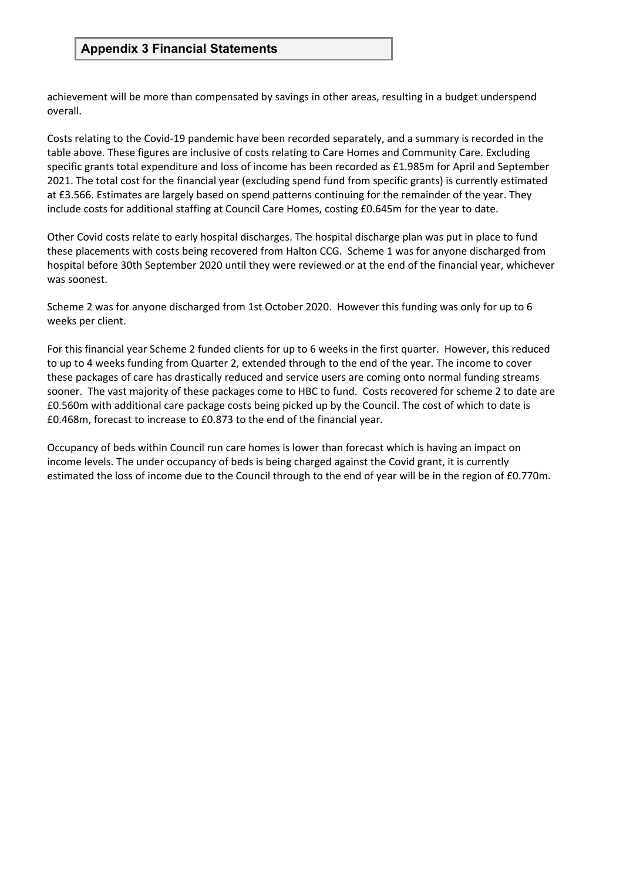## Appendix 3 Financial Statements

achievement will be more than compensated by savings in other areas, resulting in a budget underspend overall.

Costs relating to the Covid-19 pandemic have been recorded separately, and a summary is recorded in the table above. These figures are inclusive of costs relating to Care Homes and Community Care. Excluding specific grants total expenditure and loss of income has been recorded as £1.985m for April and September 2021. The total cost for the financial year (excluding spend fund from specific grants) is currently estimated at £3.566. Estimates are largely based on spend patterns continuing for the remainder of the year. They include costs for additional staffing at Council Care Homes, costing £0.645m for the year to date.

Other Covid costs relate to early hospital discharges. The hospital discharge plan was put in place to fund these placements with costs being recovered from Halton CCG. Scheme 1 was for anyone discharged from hospital before 30th September 2020 until they were reviewed or at the end of the financial year, whichever was soonest.

Scheme 2 was for anyone discharged from 1st October 2020. However this funding was only for up to 6 weeks per client.

For this financial year Scheme 2 funded clients for up to 6 weeks in the first quarter. However, this reduced to up to 4 weeks funding from Quarter 2, extended through to the end of the year. The income to cover these packages of care has drastically reduced and service users are coming onto normal funding streams sooner. The vast majority of these packages come to HBC to fund. Costs recovered for scheme 2 to date are £0.560m with additional care package costs being picked up by the Council. The cost of which to date is £0.468m, forecast to increase to £0.873 to the end of the financial year.

Occupancy of beds within Council run care homes is lower than forecast which is having an impact on income levels. The under occupancy of beds is being charged against the Covid grant, it is currently estimated the loss of income due to the Council through to the end of year will be in the region of £0.770m.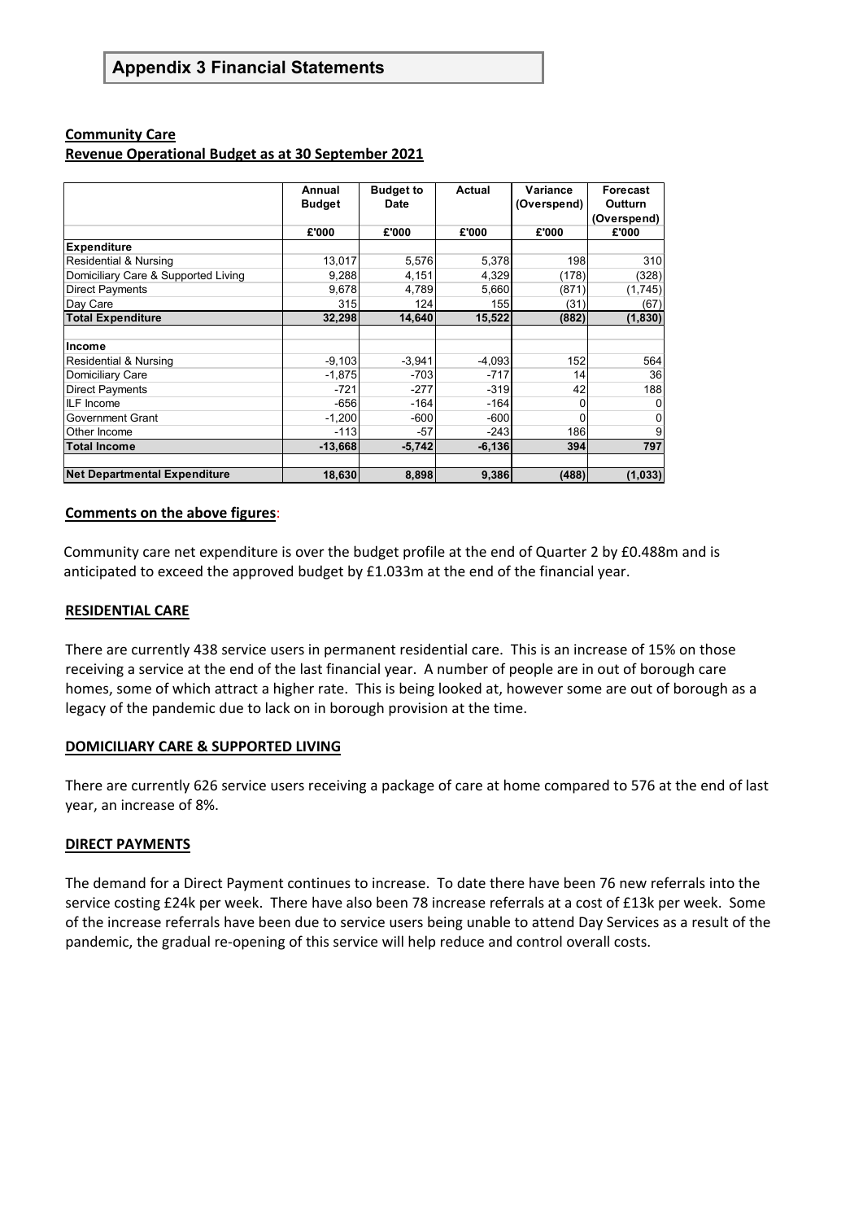# Appendix 3 Financial Statements

**Community Care**
**Revenue Operational Budget as at 30 September 2021**

| | Annual Budget | Budget to Date | Actual | Variance (Overspend) | Forecast Outturn (Overspend) |
|---|---|---|---|---|---|
| | £'000 | £'000 | £'000 | £'000 | £'000 |
| **Expenditure** | | | | | |
| Residential & Nursing | 13,017 | 5,576 | 5,378 | 198 | 310 |
| Domiciliary Care & Supported Living | 9,288 | 4,151 | 4,329 | (178) | (328) |
| Direct Payments | 9,678 | 4,789 | 5,660 | (871) | (1,745) |
| Day Care | 315 | 124 | 155 | (31) | (67) |
| **Total Expenditure** | **32,298** | **14,640** | **15,522** | **(882)** | **(1,830)** |
| | | | | | |
| **Income** | | | | | |
| Residential & Nursing | -9,103 | -3,941 | -4,093 | 152 | 564 |
| Domiciliary Care | -1,875 | -703 | -717 | 14 | 36 |
| Direct Payments | -721 | -277 | -319 | 42 | 188 |
| ILF Income | -656 | -164 | -164 | 0 | 0 |
| Government Grant | -1,200 | -600 | -600 | 0 | 0 |
| Other Income | -113 | -57 | -243 | 186 | 9 |
| **Total Income** | **-13,668** | **-5,742** | **-6,136** | **394** | **797** |
| | | | | | |
| **Net Departmental Expenditure** | **18,630** | **8,898** | **9,386** | **(488)** | **(1,033)** |

**Comments on the above figures**:

Community care net expenditure is over the budget profile at the end of Quarter 2 by £0.488m and is anticipated to exceed the approved budget by £1.033m at the end of the financial year.

**RESIDENTIAL CARE**

There are currently 438 service users in permanent residential care. This is an increase of 15% on those receiving a service at the end of the last financial year. A number of people are in out of borough care homes, some of which attract a higher rate. This is being looked at, however some are out of borough as a legacy of the pandemic due to lack on in borough provision at the time.

**DOMICILIARY CARE & SUPPORTED LIVING**

There are currently 626 service users receiving a package of care at home compared to 576 at the end of last year, an increase of 8%.

**DIRECT PAYMENTS**

The demand for a Direct Payment continues to increase. To date there have been 76 new referrals into the service costing £24k per week. There have also been 78 increase referrals at a cost of £13k per week. Some of the increase referrals have been due to service users being unable to attend Day Services as a result of the pandemic, the gradual re-opening of this service will help reduce and control overall costs.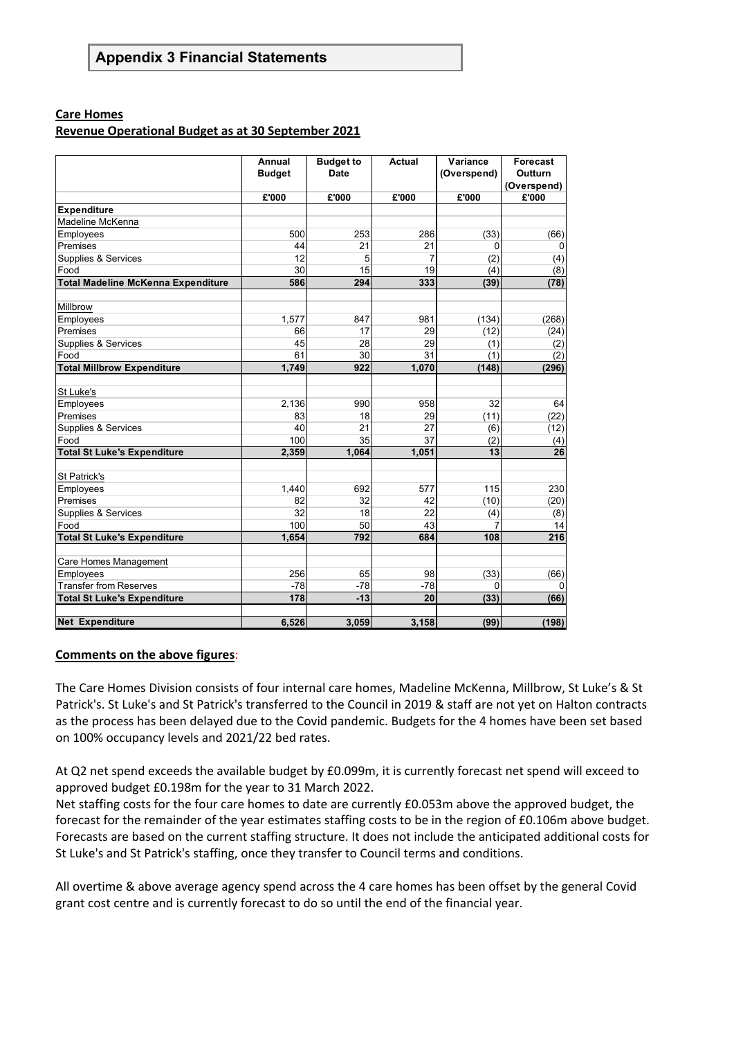## Appendix 3 Financial Statements

**Care Homes**
**Revenue Operational Budget as at 30 September 2021**

| | Annual Budget | Budget to Date | Actual | Variance (Overspend) | Forecast Outturn (Overspend) |
|---|---|---|---|---|---|
| | £'000 | £'000 | £'000 | £'000 | £'000 |
| **Expenditure** | | | | | |
| Madeline McKenna | | | | | |
| Employees | 500 | 253 | 286 | (33) | (66) |
| Premises | 44 | 21 | 21 | 0 | 0 |
| Supplies & Services | 12 | 5 | 7 | (2) | (4) |
| Food | 30 | 15 | 19 | (4) | (8) |
| **Total Madeline McKenna Expenditure** | **586** | **294** | **333** | **(39)** | **(78)** |
| | | | | | |
| Millbrow | | | | | |
| Employees | 1,577 | 847 | 981 | (134) | (268) |
| Premises | 66 | 17 | 29 | (12) | (24) |
| Supplies & Services | 45 | 28 | 29 | (1) | (2) |
| Food | 61 | 30 | 31 | (1) | (2) |
| **Total Millbrow Expenditure** | **1,749** | **922** | **1,070** | **(148)** | **(296)** |
| | | | | | |
| St Luke's | | | | | |
| Employees | 2,136 | 990 | 958 | 32 | 64 |
| Premises | 83 | 18 | 29 | (11) | (22) |
| Supplies & Services | 40 | 21 | 27 | (6) | (12) |
| Food | 100 | 35 | 37 | (2) | (4) |
| **Total St Luke's Expenditure** | **2,359** | **1,064** | **1,051** | **13** | **26** |
| | | | | | |
| St Patrick's | | | | | |
| Employees | 1,440 | 692 | 577 | 115 | 230 |
| Premises | 82 | 32 | 42 | (10) | (20) |
| Supplies & Services | 32 | 18 | 22 | (4) | (8) |
| Food | 100 | 50 | 43 | 7 | 14 |
| **Total St Luke's Expenditure** | **1,654** | **792** | **684** | **108** | **216** |
| | | | | | |
| Care Homes Management | | | | | |
| Employees | 256 | 65 | 98 | (33) | (66) |
| Transfer from Reserves | -78 | -78 | -78 | 0 | 0 |
| **Total St Luke's Expenditure** | **178** | **-13** | **20** | **(33)** | **(66)** |
| | | | | | |
| **Net Expenditure** | **6,526** | **3,059** | **3,158** | **(99)** | **(198)** |

**Comments on the above figures**:

The Care Homes Division consists of four internal care homes, Madeline McKenna, Millbrow, St Luke's & St Patrick's. St Luke's and St Patrick's transferred to the Council in 2019 & staff are not yet on Halton contracts as the process has been delayed due to the Covid pandemic. Budgets for the 4 homes have been set based on 100% occupancy levels and 2021/22 bed rates.

At Q2 net spend exceeds the available budget by £0.099m, it is currently forecast net spend will exceed to approved budget £0.198m for the year to 31 March 2022.
Net staffing costs for the four care homes to date are currently £0.053m above the approved budget, the forecast for the remainder of the year estimates staffing costs to be in the region of £0.106m above budget. Forecasts are based on the current staffing structure. It does not include the anticipated additional costs for St Luke's and St Patrick's staffing, once they transfer to Council terms and conditions.

All overtime & above average agency spend across the 4 care homes has been offset by the general Covid grant cost centre and is currently forecast to do so until the end of the financial year.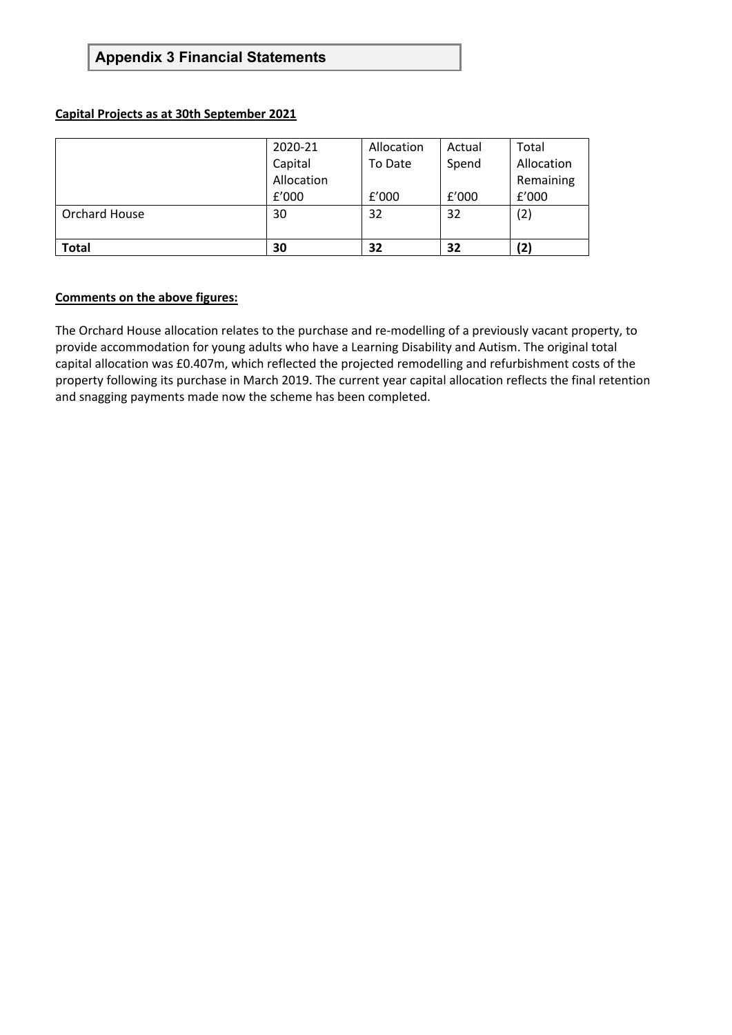## Appendix 3 Financial Statements

**Capital Projects as at 30th September 2021**

| | 2020-21 Capital Allocation £'000 | Allocation To Date £'000 | Actual Spend £'000 | Total Allocation Remaining £'000 |
|---|---|---|---|---|
| Orchard House | 30 | 32 | 32 | (2) |
| **Total** | **30** | **32** | **32** | **(2)** |

**Comments on the above figures:**

The Orchard House allocation relates to the purchase and re-modelling of a previously vacant property, to provide accommodation for young adults who have a Learning Disability and Autism. The original total capital allocation was £0.407m, which reflected the projected remodelling and refurbishment costs of the property following its purchase in March 2019. The current year capital allocation reflects the final retention and snagging payments made now the scheme has been completed.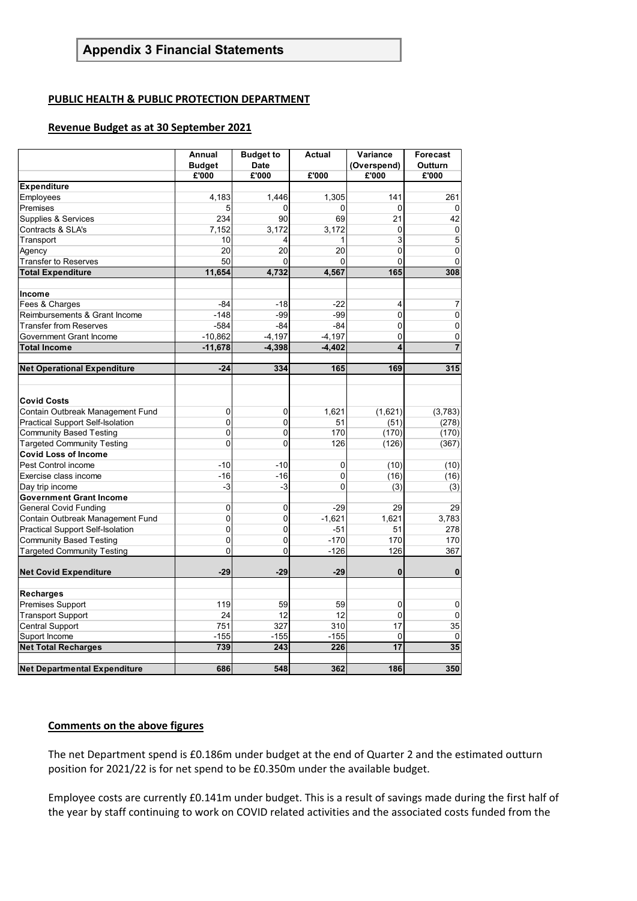## Appendix 3 Financial Statements

**PUBLIC HEALTH & PUBLIC PROTECTION DEPARTMENT**

**Revenue Budget as at 30 September 2021**

| | Annual Budget £'000 | Budget to Date £'000 | Actual £'000 | Variance (Overspend) £'000 | Forecast Outturn £'000 |
|---|---|---|---|---|---|
| **Expenditure** | | | | | |
| Employees | 4,183 | 1,446 | 1,305 | 141 | 261 |
| Premises | 5 | 0 | 0 | 0 | 0 |
| Supplies & Services | 234 | 90 | 69 | 21 | 42 |
| Contracts & SLA's | 7,152 | 3,172 | 3,172 | 0 | 0 |
| Transport | 10 | 4 | 1 | 3 | 5 |
| Agency | 20 | 20 | 20 | 0 | 0 |
| Transfer to Reserves | 50 | 0 | 0 | 0 | 0 |
| **Total Expenditure** | **11,654** | **4,732** | **4,567** | **165** | **308** |
| | | | | | |
| **Income** | | | | | |
| Fees & Charges | -84 | -18 | -22 | 4 | 7 |
| Reimbursements & Grant Income | -148 | -99 | -99 | 0 | 0 |
| Transfer from Reserves | -584 | -84 | -84 | 0 | 0 |
| Government Grant Income | -10,862 | -4,197 | -4,197 | 0 | 0 |
| **Total Income** | **-11,678** | **-4,398** | **-4,402** | **4** | **7** |
| | | | | | |
| **Net Operational Expenditure** | **-24** | **334** | **165** | **169** | **315** |
| | | | | | |
| **Covid Costs** | | | | | |
| Contain Outbreak Management Fund | 0 | 0 | 1,621 | (1,621) | (3,783) |
| Practical Support Self-Isolation | 0 | 0 | 51 | (51) | (278) |
| Community Based Testing | 0 | 0 | 170 | (170) | (170) |
| Targeted Community Testing | 0 | 0 | 126 | (126) | (367) |
| **Covid Loss of Income** | | | | | |
| Pest Control income | -10 | -10 | 0 | (10) | (10) |
| Exercise class income | -16 | -16 | 0 | (16) | (16) |
| Day trip income | -3 | -3 | 0 | (3) | (3) |
| **Government Grant Income** | | | | | |
| General Covid Funding | 0 | 0 | -29 | 29 | 29 |
| Contain Outbreak Management Fund | 0 | 0 | -1,621 | 1,621 | 3,783 |
| Practical Support Self-Isolation | 0 | 0 | -51 | 51 | 278 |
| Community Based Testing | 0 | 0 | -170 | 170 | 170 |
| Targeted Community Testing | 0 | 0 | -126 | 126 | 367 |
| | | | | | |
| **Net Covid Expenditure** | **-29** | **-29** | **-29** | **0** | **0** |
| | | | | | |
| **Recharges** | | | | | |
| Premises Support | 119 | 59 | 59 | 0 | 0 |
| Transport Support | 24 | 12 | 12 | 0 | 0 |
| Central Support | 751 | 327 | 310 | 17 | 35 |
| Suport Income | -155 | -155 | -155 | 0 | 0 |
| **Net Total Recharges** | **739** | **243** | **226** | **17** | **35** |
| | | | | | |
| **Net Departmental Expenditure** | **686** | **548** | **362** | **186** | **350** |

**Comments on the above figures**

The net Department spend is £0.186m under budget at the end of Quarter 2 and the estimated outturn position for 2021/22 is for net spend to be £0.350m under the available budget.

Employee costs are currently £0.141m under budget. This is a result of savings made during the first half of the year by staff continuing to work on COVID related activities and the associated costs funded from the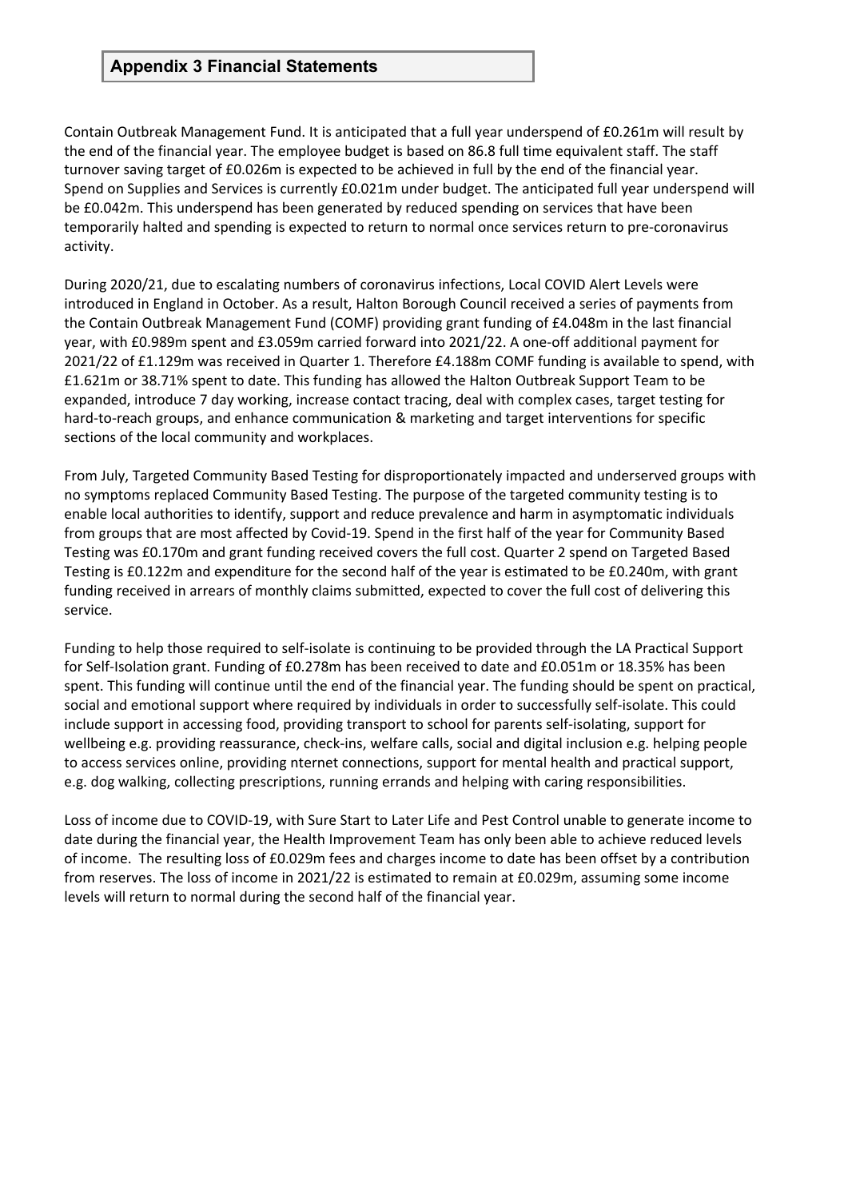## Appendix 3 Financial Statements

Contain Outbreak Management Fund. It is anticipated that a full year underspend of £0.261m will result by the end of the financial year. The employee budget is based on 86.8 full time equivalent staff. The staff turnover saving target of £0.026m is expected to be achieved in full by the end of the financial year. Spend on Supplies and Services is currently £0.021m under budget. The anticipated full year underspend will be £0.042m. This underspend has been generated by reduced spending on services that have been temporarily halted and spending is expected to return to normal once services return to pre-coronavirus activity.

During 2020/21, due to escalating numbers of coronavirus infections, Local COVID Alert Levels were introduced in England in October. As a result, Halton Borough Council received a series of payments from the Contain Outbreak Management Fund (COMF) providing grant funding of £4.048m in the last financial year, with £0.989m spent and £3.059m carried forward into 2021/22. A one-off additional payment for 2021/22 of £1.129m was received in Quarter 1. Therefore £4.188m COMF funding is available to spend, with £1.621m or 38.71% spent to date. This funding has allowed the Halton Outbreak Support Team to be expanded, introduce 7 day working, increase contact tracing, deal with complex cases, target testing for hard-to-reach groups, and enhance communication & marketing and target interventions for specific sections of the local community and workplaces.

From July, Targeted Community Based Testing for disproportionately impacted and underserved groups with no symptoms replaced Community Based Testing. The purpose of the targeted community testing is to enable local authorities to identify, support and reduce prevalence and harm in asymptomatic individuals from groups that are most affected by Covid-19. Spend in the first half of the year for Community Based Testing was £0.170m and grant funding received covers the full cost. Quarter 2 spend on Targeted Based Testing is £0.122m and expenditure for the second half of the year is estimated to be £0.240m, with grant funding received in arrears of monthly claims submitted, expected to cover the full cost of delivering this service.

Funding to help those required to self-isolate is continuing to be provided through the LA Practical Support for Self-Isolation grant. Funding of £0.278m has been received to date and £0.051m or 18.35% has been spent. This funding will continue until the end of the financial year. The funding should be spent on practical, social and emotional support where required by individuals in order to successfully self-isolate. This could include support in accessing food, providing transport to school for parents self-isolating, support for wellbeing e.g. providing reassurance, check-ins, welfare calls, social and digital inclusion e.g. helping people to access services online, providing nternet connections, support for mental health and practical support, e.g. dog walking, collecting prescriptions, running errands and helping with caring responsibilities.

Loss of income due to COVID-19, with Sure Start to Later Life and Pest Control unable to generate income to date during the financial year, the Health Improvement Team has only been able to achieve reduced levels of income. The resulting loss of £0.029m fees and charges income to date has been offset by a contribution from reserves. The loss of income in 2021/22 is estimated to remain at £0.029m, assuming some income levels will return to normal during the second half of the financial year.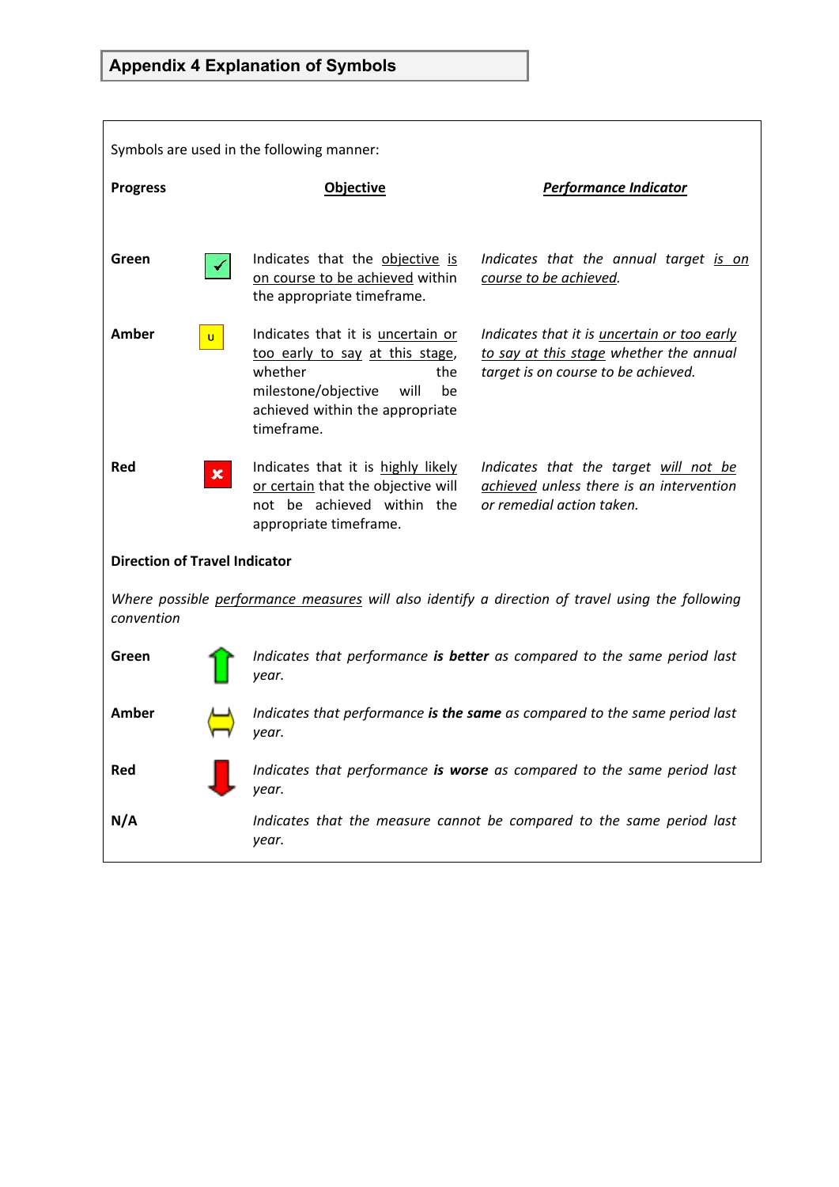## Appendix 4 Explanation of Symbols

Symbols are used in the following manner:

| Progress | | Objective | *Performance Indicator* |
|---|---|---|---|
| **Green** | ✓ | Indicates that the objective is on course to be achieved within the appropriate timeframe. | *Indicates that the annual target is on course to be achieved.* |
| **Amber** | U | Indicates that it is uncertain or too early to say at this stage, whether the milestone/objective will be achieved within the appropriate timeframe. | *Indicates that it is uncertain or too early to say at this stage whether the annual target is on course to be achieved.* |
| **Red** | ✗ | Indicates that it is highly likely or certain that the objective will not be achieved within the appropriate timeframe. | *Indicates that the target will not be achieved unless there is an intervention or remedial action taken.* |

**Direction of Travel Indicator**

*Where possible performance measures will also identify a direction of travel using the following convention*

| | | |
|---|---|---|
| **Green** | ⇧ | *Indicates that performance **is better** as compared to the same period last year.* |
| **Amber** | ⇔ | *Indicates that performance **is the same** as compared to the same period last year.* |
| **Red** | ⇩ | *Indicates that performance **is worse** as compared to the same period last year.* |
| **N/A** | | *Indicates that the measure cannot be compared to the same period last year.* |